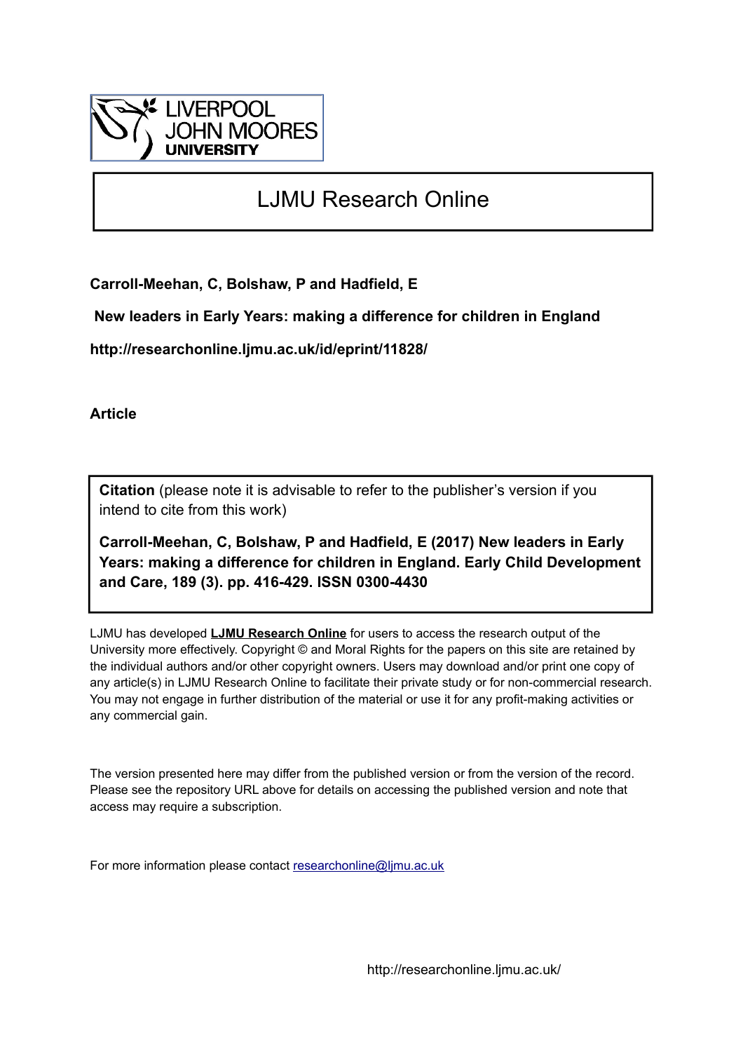LIVERPOOL JOHN MOORES UNIVERSITY

# LJMU Research Online

**Carroll-Meehan, C, Bolshaw, P and Hadfield, E**

**New leaders in Early Years: making a difference for children in England**

**http://researchonline.ljmu.ac.uk/id/eprint/11828/**

**Article**

**Citation** (please note it is advisable to refer to the publisher's version if you intend to cite from this work)

**Carroll-Meehan, C, Bolshaw, P and Hadfield, E (2017) New leaders in Early Years: making a difference for children in England. Early Child Development and Care, 189 (3). pp. 416-429. ISSN 0300-4430**

LJMU has developed **LJMU Research Online** for users to access the research output of the University more effectively. Copyright © and Moral Rights for the papers on this site are retained by the individual authors and/or other copyright owners. Users may download and/or print one copy of any article(s) in LJMU Research Online to facilitate their private study or for non-commercial research. You may not engage in further distribution of the material or use it for any profit-making activities or any commercial gain.

The version presented here may differ from the published version or from the version of the record. Please see the repository URL above for details on accessing the published version and note that access may require a subscription.

For more information please contact researchonline@ljmu.ac.uk

http://researchonline.ljmu.ac.uk/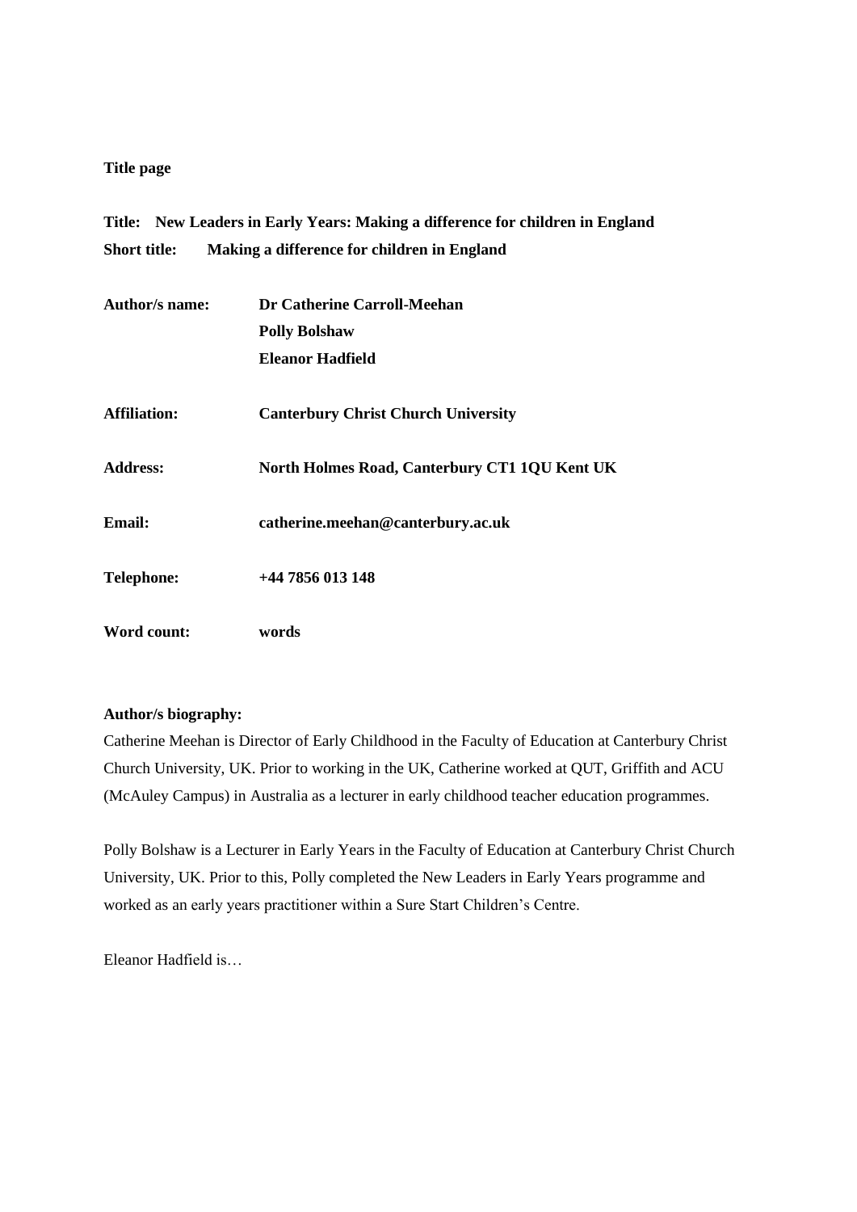**Title page**

**Title: New Leaders in Early Years: Making a difference for children in England**
**Short title: Making a difference for children in England**

**Author/s name:** **Dr Catherine Carroll-Meehan**
**Polly Bolshaw**
**Eleanor Hadfield**

**Affiliation:** **Canterbury Christ Church University**

**Address:** **North Holmes Road, Canterbury CT1 1QU Kent UK**

**Email:** **catherine.meehan@canterbury.ac.uk**

**Telephone:** **+44 7856 013 148**

**Word count:** **words**

**Author/s biography:**

Catherine Meehan is Director of Early Childhood in the Faculty of Education at Canterbury Christ Church University, UK. Prior to working in the UK, Catherine worked at QUT, Griffith and ACU (McAuley Campus) in Australia as a lecturer in early childhood teacher education programmes.

Polly Bolshaw is a Lecturer in Early Years in the Faculty of Education at Canterbury Christ Church University, UK. Prior to this, Polly completed the New Leaders in Early Years programme and worked as an early years practitioner within a Sure Start Children's Centre.

Eleanor Hadfield is…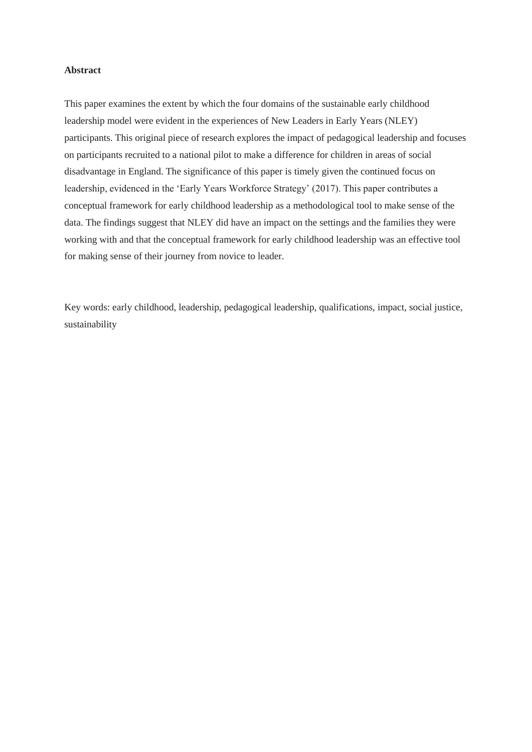**Abstract**

This paper examines the extent by which the four domains of the sustainable early childhood leadership model were evident in the experiences of New Leaders in Early Years (NLEY) participants. This original piece of research explores the impact of pedagogical leadership and focuses on participants recruited to a national pilot to make a difference for children in areas of social disadvantage in England. The significance of this paper is timely given the continued focus on leadership, evidenced in the 'Early Years Workforce Strategy' (2017). This paper contributes a conceptual framework for early childhood leadership as a methodological tool to make sense of the data. The findings suggest that NLEY did have an impact on the settings and the families they were working with and that the conceptual framework for early childhood leadership was an effective tool for making sense of their journey from novice to leader.

Key words: early childhood, leadership, pedagogical leadership, qualifications, impact, social justice, sustainability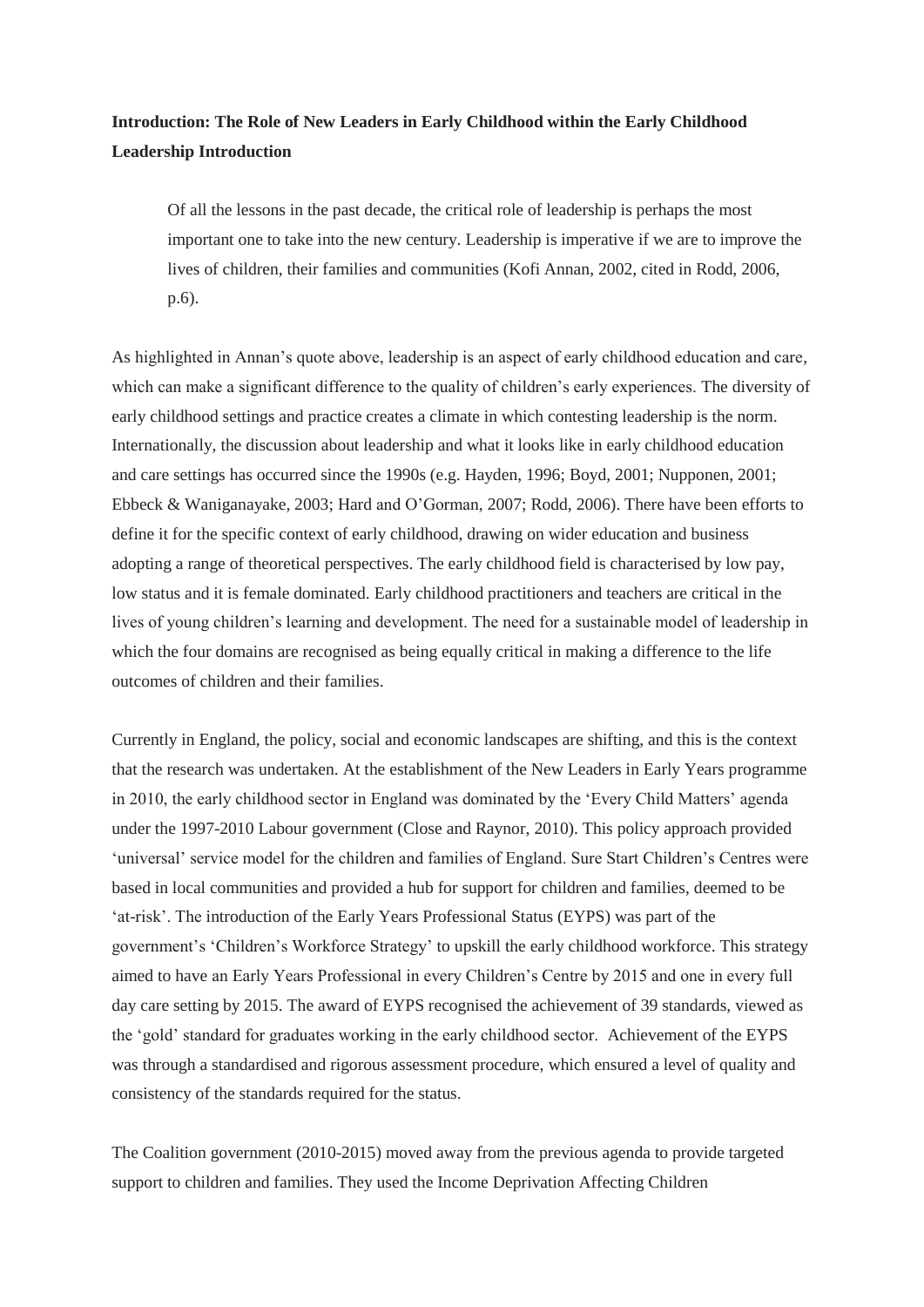**Introduction: The Role of New Leaders in Early Childhood within the Early Childhood Leadership Introduction**

> Of all the lessons in the past decade, the critical role of leadership is perhaps the most important one to take into the new century. Leadership is imperative if we are to improve the lives of children, their families and communities (Kofi Annan, 2002, cited in Rodd, 2006, p.6).

As highlighted in Annan's quote above, leadership is an aspect of early childhood education and care, which can make a significant difference to the quality of children's early experiences. The diversity of early childhood settings and practice creates a climate in which contesting leadership is the norm. Internationally, the discussion about leadership and what it looks like in early childhood education and care settings has occurred since the 1990s (e.g. Hayden, 1996; Boyd, 2001; Nupponen, 2001; Ebbeck & Waniganayake, 2003; Hard and O'Gorman, 2007; Rodd, 2006). There have been efforts to define it for the specific context of early childhood, drawing on wider education and business adopting a range of theoretical perspectives. The early childhood field is characterised by low pay, low status and it is female dominated. Early childhood practitioners and teachers are critical in the lives of young children's learning and development. The need for a sustainable model of leadership in which the four domains are recognised as being equally critical in making a difference to the life outcomes of children and their families.

Currently in England, the policy, social and economic landscapes are shifting, and this is the context that the research was undertaken. At the establishment of the New Leaders in Early Years programme in 2010, the early childhood sector in England was dominated by the 'Every Child Matters' agenda under the 1997-2010 Labour government (Close and Raynor, 2010). This policy approach provided 'universal' service model for the children and families of England. Sure Start Children's Centres were based in local communities and provided a hub for support for children and families, deemed to be 'at-risk'. The introduction of the Early Years Professional Status (EYPS) was part of the government's 'Children's Workforce Strategy' to upskill the early childhood workforce. This strategy aimed to have an Early Years Professional in every Children's Centre by 2015 and one in every full day care setting by 2015. The award of EYPS recognised the achievement of 39 standards, viewed as the 'gold' standard for graduates working in the early childhood sector. Achievement of the EYPS was through a standardised and rigorous assessment procedure, which ensured a level of quality and consistency of the standards required for the status.

The Coalition government (2010-2015) moved away from the previous agenda to provide targeted support to children and families. They used the Income Deprivation Affecting Children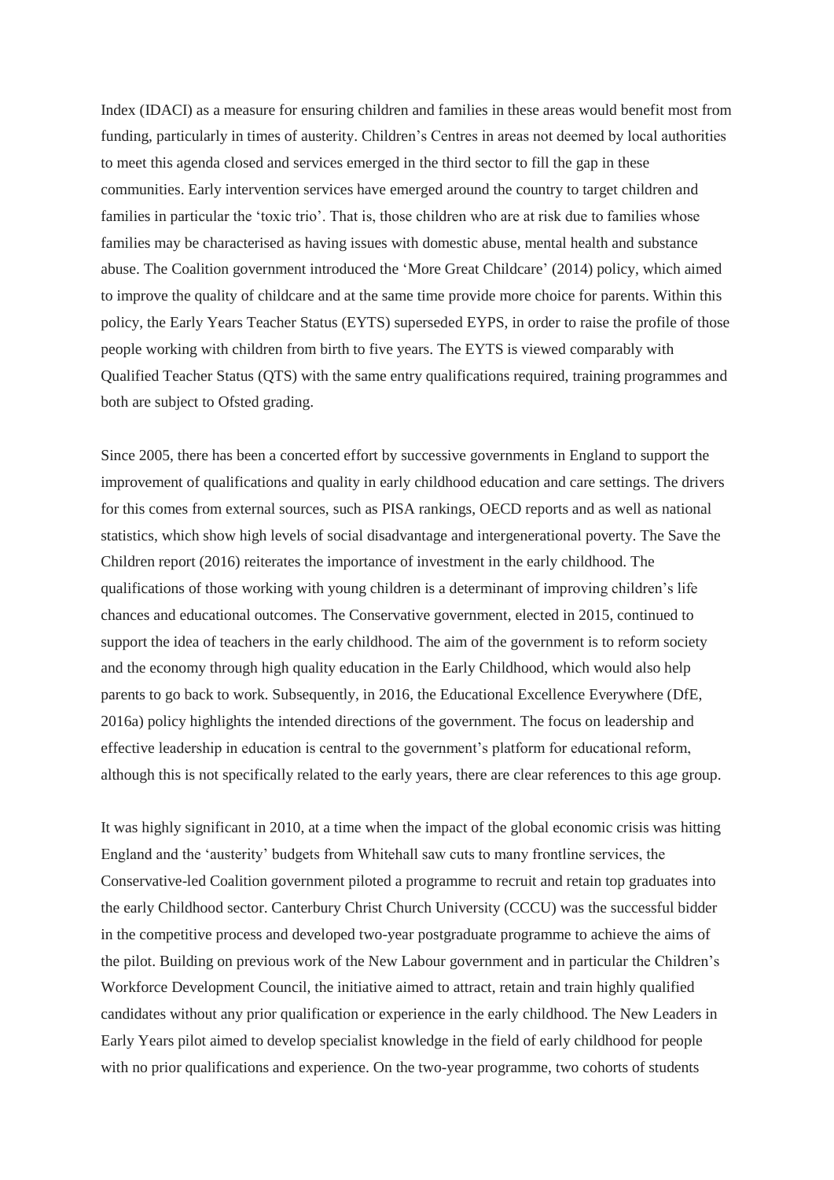Index (IDACI) as a measure for ensuring children and families in these areas would benefit most from funding, particularly in times of austerity. Children's Centres in areas not deemed by local authorities to meet this agenda closed and services emerged in the third sector to fill the gap in these communities. Early intervention services have emerged around the country to target children and families in particular the 'toxic trio'. That is, those children who are at risk due to families whose families may be characterised as having issues with domestic abuse, mental health and substance abuse. The Coalition government introduced the 'More Great Childcare' (2014) policy, which aimed to improve the quality of childcare and at the same time provide more choice for parents. Within this policy, the Early Years Teacher Status (EYTS) superseded EYPS, in order to raise the profile of those people working with children from birth to five years. The EYTS is viewed comparably with Qualified Teacher Status (QTS) with the same entry qualifications required, training programmes and both are subject to Ofsted grading.

Since 2005, there has been a concerted effort by successive governments in England to support the improvement of qualifications and quality in early childhood education and care settings. The drivers for this comes from external sources, such as PISA rankings, OECD reports and as well as national statistics, which show high levels of social disadvantage and intergenerational poverty. The Save the Children report (2016) reiterates the importance of investment in the early childhood. The qualifications of those working with young children is a determinant of improving children's life chances and educational outcomes. The Conservative government, elected in 2015, continued to support the idea of teachers in the early childhood. The aim of the government is to reform society and the economy through high quality education in the Early Childhood, which would also help parents to go back to work. Subsequently, in 2016, the Educational Excellence Everywhere (DfE, 2016a) policy highlights the intended directions of the government. The focus on leadership and effective leadership in education is central to the government's platform for educational reform, although this is not specifically related to the early years, there are clear references to this age group.

It was highly significant in 2010, at a time when the impact of the global economic crisis was hitting England and the 'austerity' budgets from Whitehall saw cuts to many frontline services, the Conservative-led Coalition government piloted a programme to recruit and retain top graduates into the early Childhood sector. Canterbury Christ Church University (CCCU) was the successful bidder in the competitive process and developed two-year postgraduate programme to achieve the aims of the pilot. Building on previous work of the New Labour government and in particular the Children's Workforce Development Council, the initiative aimed to attract, retain and train highly qualified candidates without any prior qualification or experience in the early childhood. The New Leaders in Early Years pilot aimed to develop specialist knowledge in the field of early childhood for people with no prior qualifications and experience. On the two-year programme, two cohorts of students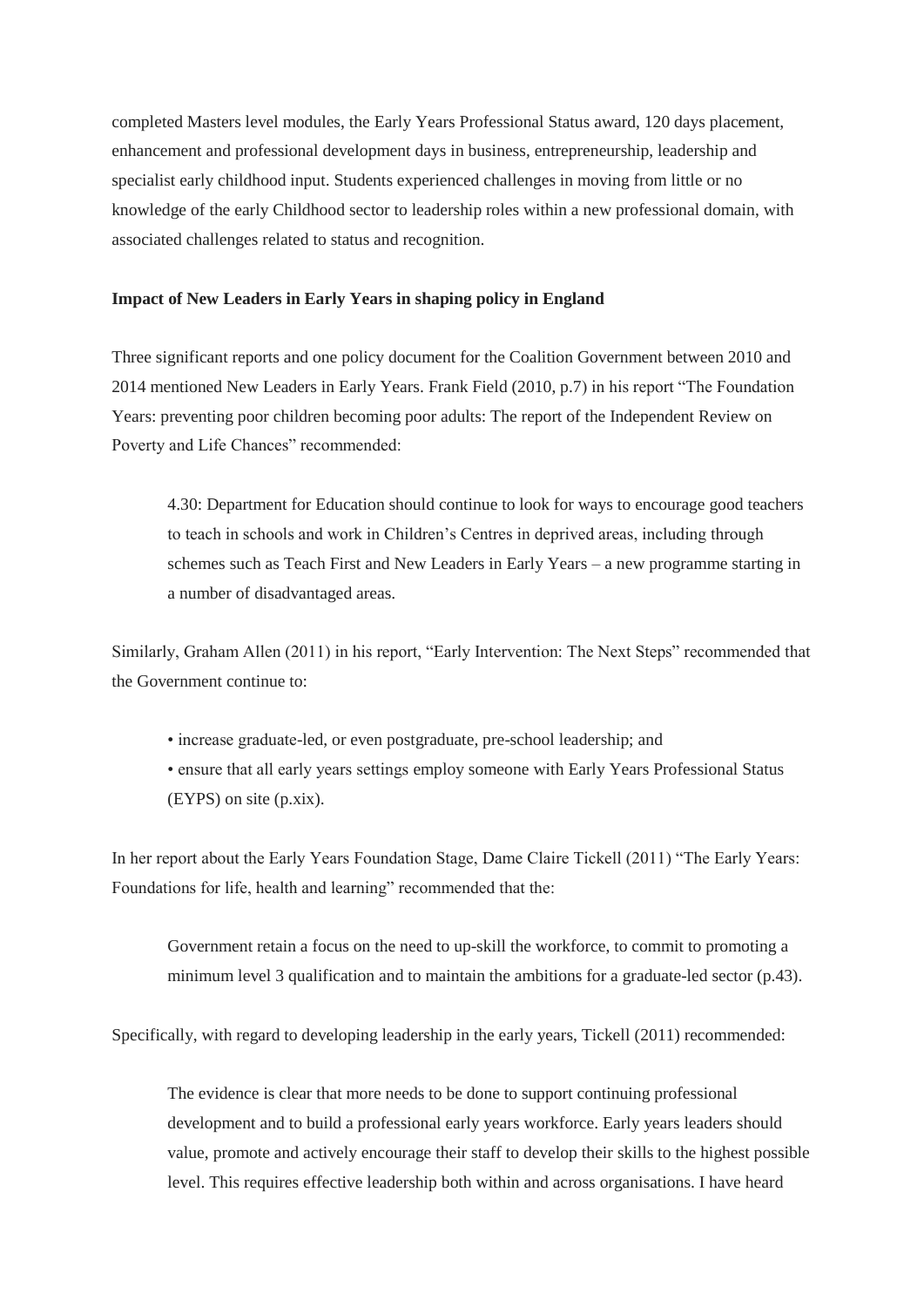completed Masters level modules, the Early Years Professional Status award, 120 days placement, enhancement and professional development days in business, entrepreneurship, leadership and specialist early childhood input. Students experienced challenges in moving from little or no knowledge of the early Childhood sector to leadership roles within a new professional domain, with associated challenges related to status and recognition.

**Impact of New Leaders in Early Years in shaping policy in England**

Three significant reports and one policy document for the Coalition Government between 2010 and 2014 mentioned New Leaders in Early Years. Frank Field (2010, p.7) in his report "The Foundation Years: preventing poor children becoming poor adults: The report of the Independent Review on Poverty and Life Chances" recommended:

> 4.30: Department for Education should continue to look for ways to encourage good teachers to teach in schools and work in Children's Centres in deprived areas, including through schemes such as Teach First and New Leaders in Early Years – a new programme starting in a number of disadvantaged areas.

Similarly, Graham Allen (2011) in his report, "Early Intervention: The Next Steps" recommended that the Government continue to:

> • increase graduate-led, or even postgraduate, pre-school leadership; and
> • ensure that all early years settings employ someone with Early Years Professional Status (EYPS) on site (p.xix).

In her report about the Early Years Foundation Stage, Dame Claire Tickell (2011) "The Early Years: Foundations for life, health and learning" recommended that the:

> Government retain a focus on the need to up-skill the workforce, to commit to promoting a minimum level 3 qualification and to maintain the ambitions for a graduate-led sector (p.43).

Specifically, with regard to developing leadership in the early years, Tickell (2011) recommended:

> The evidence is clear that more needs to be done to support continuing professional development and to build a professional early years workforce. Early years leaders should value, promote and actively encourage their staff to develop their skills to the highest possible level. This requires effective leadership both within and across organisations. I have heard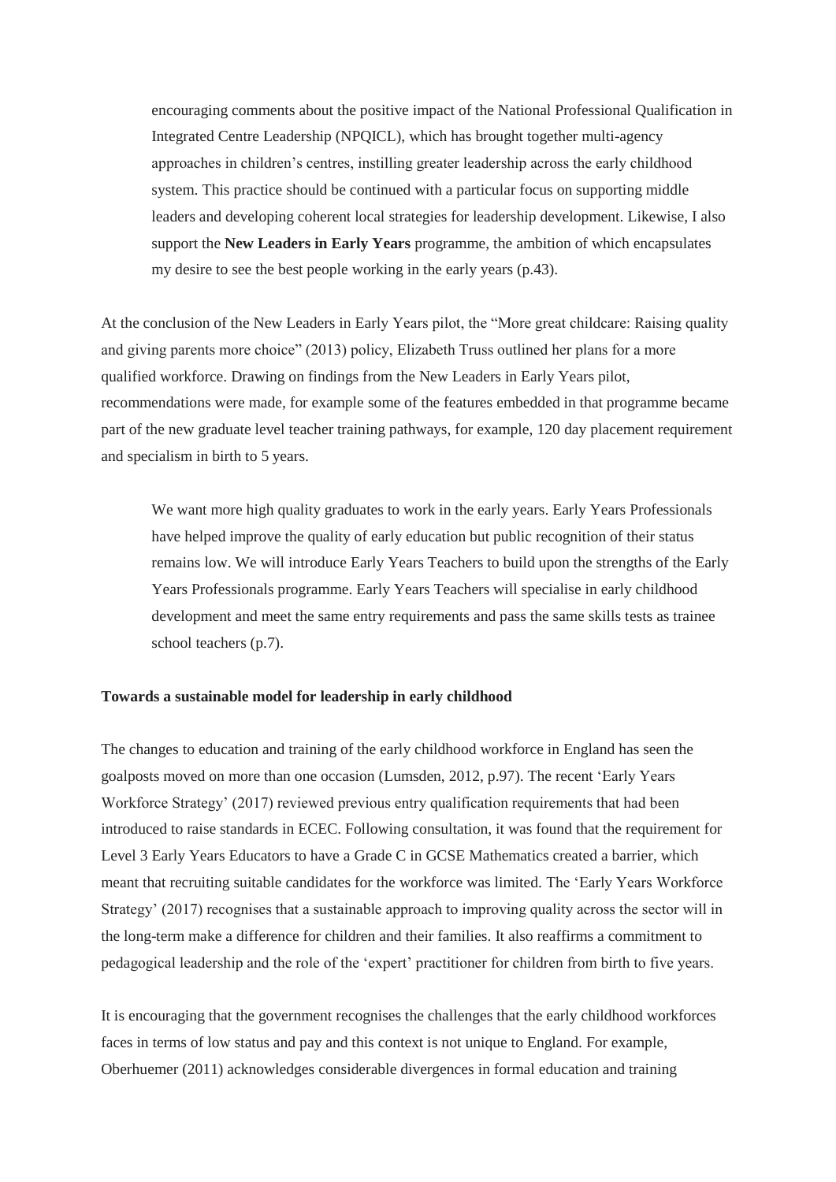> encouraging comments about the positive impact of the National Professional Qualification in Integrated Centre Leadership (NPQICL), which has brought together multi-agency approaches in children's centres, instilling greater leadership across the early childhood system. This practice should be continued with a particular focus on supporting middle leaders and developing coherent local strategies for leadership development. Likewise, I also support the **New Leaders in Early Years** programme, the ambition of which encapsulates my desire to see the best people working in the early years (p.43).

At the conclusion of the New Leaders in Early Years pilot, the "More great childcare: Raising quality and giving parents more choice" (2013) policy, Elizabeth Truss outlined her plans for a more qualified workforce. Drawing on findings from the New Leaders in Early Years pilot, recommendations were made, for example some of the features embedded in that programme became part of the new graduate level teacher training pathways, for example, 120 day placement requirement and specialism in birth to 5 years.

> We want more high quality graduates to work in the early years. Early Years Professionals have helped improve the quality of early education but public recognition of their status remains low. We will introduce Early Years Teachers to build upon the strengths of the Early Years Professionals programme. Early Years Teachers will specialise in early childhood development and meet the same entry requirements and pass the same skills tests as trainee school teachers (p.7).

**Towards a sustainable model for leadership in early childhood**

The changes to education and training of the early childhood workforce in England has seen the goalposts moved on more than one occasion (Lumsden, 2012, p.97). The recent 'Early Years Workforce Strategy' (2017) reviewed previous entry qualification requirements that had been introduced to raise standards in ECEC. Following consultation, it was found that the requirement for Level 3 Early Years Educators to have a Grade C in GCSE Mathematics created a barrier, which meant that recruiting suitable candidates for the workforce was limited. The 'Early Years Workforce Strategy' (2017) recognises that a sustainable approach to improving quality across the sector will in the long-term make a difference for children and their families. It also reaffirms a commitment to pedagogical leadership and the role of the 'expert' practitioner for children from birth to five years.

It is encouraging that the government recognises the challenges that the early childhood workforces faces in terms of low status and pay and this context is not unique to England. For example, Oberhuemer (2011) acknowledges considerable divergences in formal education and training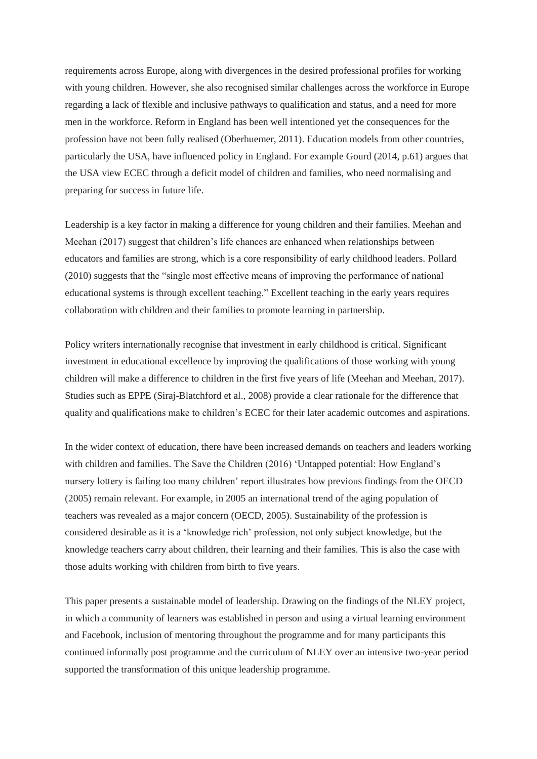requirements across Europe, along with divergences in the desired professional profiles for working with young children. However, she also recognised similar challenges across the workforce in Europe regarding a lack of flexible and inclusive pathways to qualification and status, and a need for more men in the workforce. Reform in England has been well intentioned yet the consequences for the profession have not been fully realised (Oberhuemer, 2011). Education models from other countries, particularly the USA, have influenced policy in England. For example Gourd (2014, p.61) argues that the USA view ECEC through a deficit model of children and families, who need normalising and preparing for success in future life.

Leadership is a key factor in making a difference for young children and their families. Meehan and Meehan (2017) suggest that children's life chances are enhanced when relationships between educators and families are strong, which is a core responsibility of early childhood leaders. Pollard (2010) suggests that the "single most effective means of improving the performance of national educational systems is through excellent teaching." Excellent teaching in the early years requires collaboration with children and their families to promote learning in partnership.

Policy writers internationally recognise that investment in early childhood is critical. Significant investment in educational excellence by improving the qualifications of those working with young children will make a difference to children in the first five years of life (Meehan and Meehan, 2017). Studies such as EPPE (Siraj-Blatchford et al., 2008) provide a clear rationale for the difference that quality and qualifications make to children's ECEC for their later academic outcomes and aspirations.

In the wider context of education, there have been increased demands on teachers and leaders working with children and families. The Save the Children (2016) 'Untapped potential: How England's nursery lottery is failing too many children' report illustrates how previous findings from the OECD (2005) remain relevant. For example, in 2005 an international trend of the aging population of teachers was revealed as a major concern (OECD, 2005). Sustainability of the profession is considered desirable as it is a 'knowledge rich' profession, not only subject knowledge, but the knowledge teachers carry about children, their learning and their families. This is also the case with those adults working with children from birth to five years.

This paper presents a sustainable model of leadership. Drawing on the findings of the NLEY project, in which a community of learners was established in person and using a virtual learning environment and Facebook, inclusion of mentoring throughout the programme and for many participants this continued informally post programme and the curriculum of NLEY over an intensive two-year period supported the transformation of this unique leadership programme.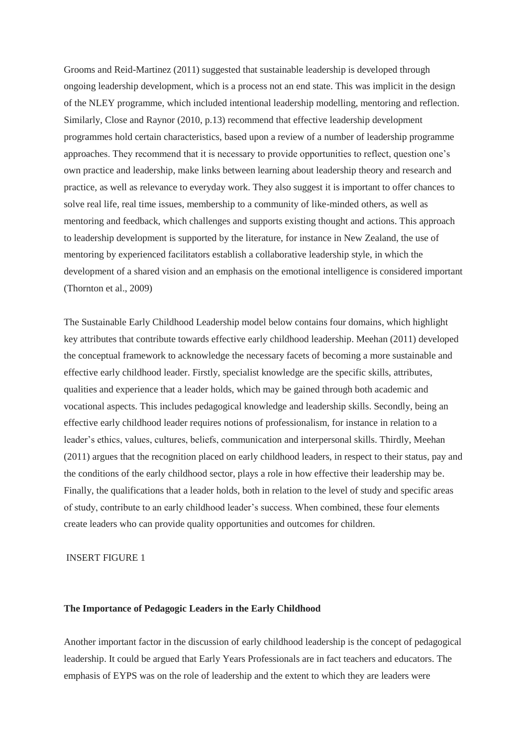Grooms and Reid-Martinez (2011) suggested that sustainable leadership is developed through ongoing leadership development, which is a process not an end state. This was implicit in the design of the NLEY programme, which included intentional leadership modelling, mentoring and reflection. Similarly, Close and Raynor (2010, p.13) recommend that effective leadership development programmes hold certain characteristics, based upon a review of a number of leadership programme approaches. They recommend that it is necessary to provide opportunities to reflect, question one's own practice and leadership, make links between learning about leadership theory and research and practice, as well as relevance to everyday work. They also suggest it is important to offer chances to solve real life, real time issues, membership to a community of like-minded others, as well as mentoring and feedback, which challenges and supports existing thought and actions. This approach to leadership development is supported by the literature, for instance in New Zealand, the use of mentoring by experienced facilitators establish a collaborative leadership style, in which the development of a shared vision and an emphasis on the emotional intelligence is considered important (Thornton et al., 2009)

The Sustainable Early Childhood Leadership model below contains four domains, which highlight key attributes that contribute towards effective early childhood leadership. Meehan (2011) developed the conceptual framework to acknowledge the necessary facets of becoming a more sustainable and effective early childhood leader. Firstly, specialist knowledge are the specific skills, attributes, qualities and experience that a leader holds, which may be gained through both academic and vocational aspects. This includes pedagogical knowledge and leadership skills. Secondly, being an effective early childhood leader requires notions of professionalism, for instance in relation to a leader's ethics, values, cultures, beliefs, communication and interpersonal skills. Thirdly, Meehan (2011) argues that the recognition placed on early childhood leaders, in respect to their status, pay and the conditions of the early childhood sector, plays a role in how effective their leadership may be. Finally, the qualifications that a leader holds, both in relation to the level of study and specific areas of study, contribute to an early childhood leader's success. When combined, these four elements create leaders who can provide quality opportunities and outcomes for children.

INSERT FIGURE 1

**The Importance of Pedagogic Leaders in the Early Childhood**

Another important factor in the discussion of early childhood leadership is the concept of pedagogical leadership. It could be argued that Early Years Professionals are in fact teachers and educators. The emphasis of EYPS was on the role of leadership and the extent to which they are leaders were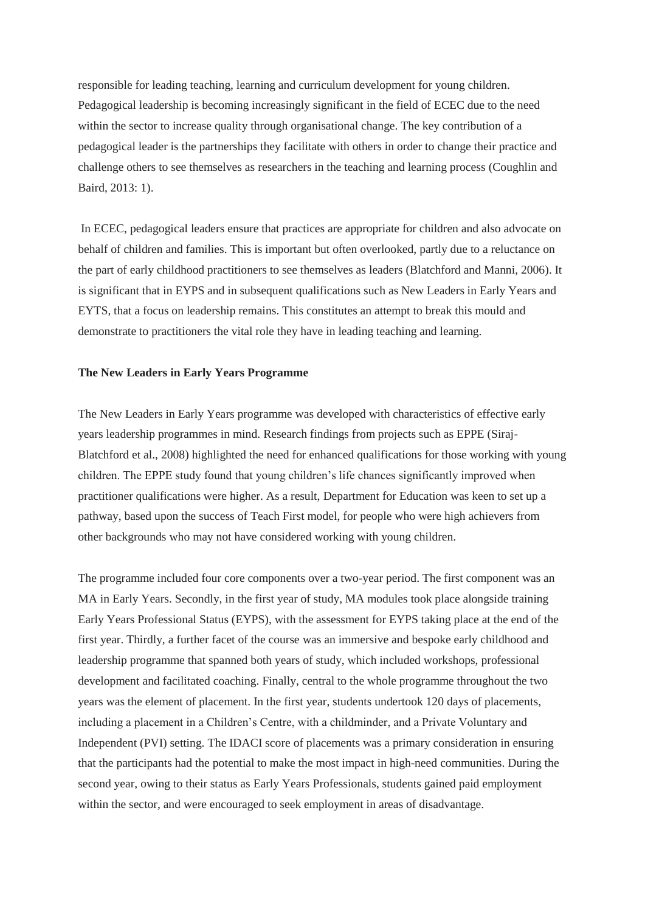responsible for leading teaching, learning and curriculum development for young children. Pedagogical leadership is becoming increasingly significant in the field of ECEC due to the need within the sector to increase quality through organisational change. The key contribution of a pedagogical leader is the partnerships they facilitate with others in order to change their practice and challenge others to see themselves as researchers in the teaching and learning process (Coughlin and Baird, 2013: 1).

In ECEC, pedagogical leaders ensure that practices are appropriate for children and also advocate on behalf of children and families. This is important but often overlooked, partly due to a reluctance on the part of early childhood practitioners to see themselves as leaders (Blatchford and Manni, 2006). It is significant that in EYPS and in subsequent qualifications such as New Leaders in Early Years and EYTS, that a focus on leadership remains. This constitutes an attempt to break this mould and demonstrate to practitioners the vital role they have in leading teaching and learning.

**The New Leaders in Early Years Programme**

The New Leaders in Early Years programme was developed with characteristics of effective early years leadership programmes in mind. Research findings from projects such as EPPE (Siraj-Blatchford et al., 2008) highlighted the need for enhanced qualifications for those working with young children. The EPPE study found that young children's life chances significantly improved when practitioner qualifications were higher. As a result, Department for Education was keen to set up a pathway, based upon the success of Teach First model, for people who were high achievers from other backgrounds who may not have considered working with young children.

The programme included four core components over a two-year period. The first component was an MA in Early Years. Secondly, in the first year of study, MA modules took place alongside training Early Years Professional Status (EYPS), with the assessment for EYPS taking place at the end of the first year. Thirdly, a further facet of the course was an immersive and bespoke early childhood and leadership programme that spanned both years of study, which included workshops, professional development and facilitated coaching. Finally, central to the whole programme throughout the two years was the element of placement. In the first year, students undertook 120 days of placements, including a placement in a Children's Centre, with a childminder, and a Private Voluntary and Independent (PVI) setting. The IDACI score of placements was a primary consideration in ensuring that the participants had the potential to make the most impact in high-need communities. During the second year, owing to their status as Early Years Professionals, students gained paid employment within the sector, and were encouraged to seek employment in areas of disadvantage.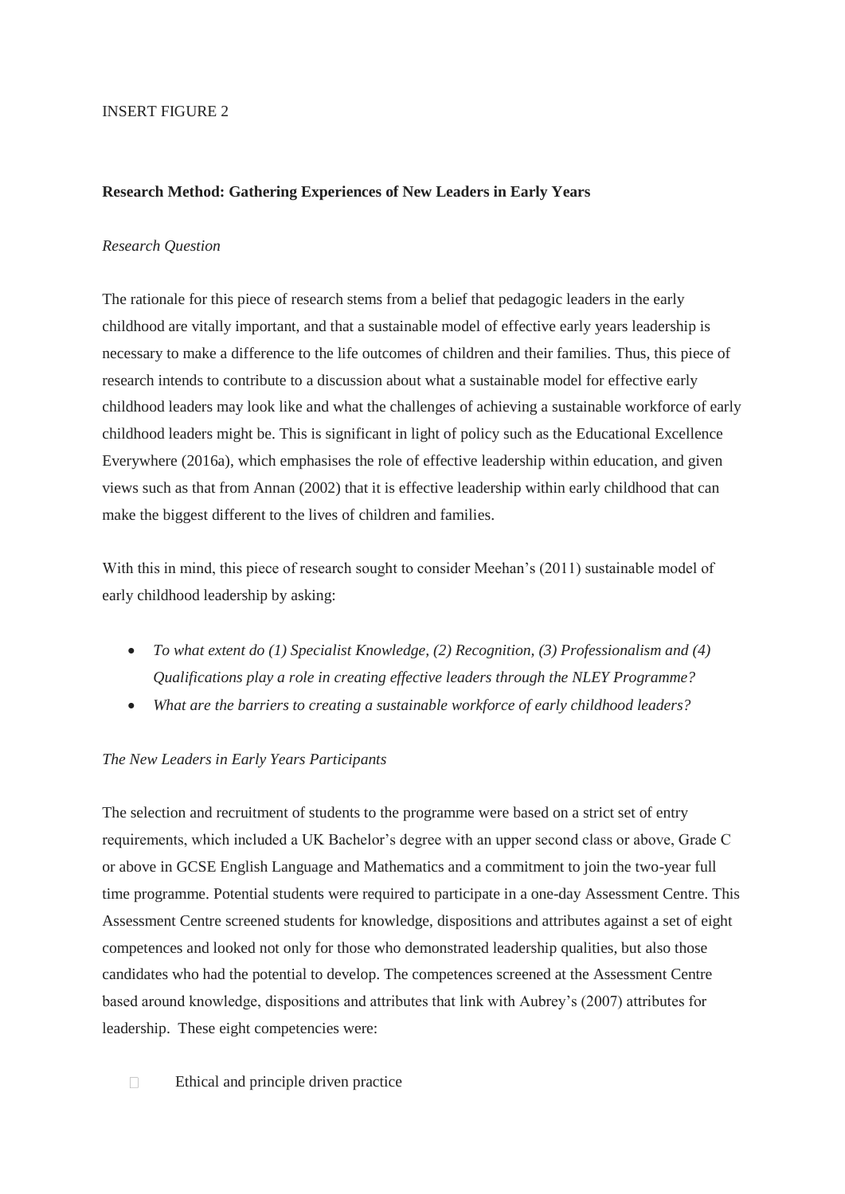INSERT FIGURE 2

**Research Method: Gathering Experiences of New Leaders in Early Years**

*Research Question*

The rationale for this piece of research stems from a belief that pedagogic leaders in the early childhood are vitally important, and that a sustainable model of effective early years leadership is necessary to make a difference to the life outcomes of children and their families. Thus, this piece of research intends to contribute to a discussion about what a sustainable model for effective early childhood leaders may look like and what the challenges of achieving a sustainable workforce of early childhood leaders might be. This is significant in light of policy such as the Educational Excellence Everywhere (2016a), which emphasises the role of effective leadership within education, and given views such as that from Annan (2002) that it is effective leadership within early childhood that can make the biggest different to the lives of children and families.

With this in mind, this piece of research sought to consider Meehan's (2011) sustainable model of early childhood leadership by asking:

- *To what extent do (1) Specialist Knowledge, (2) Recognition, (3) Professionalism and (4) Qualifications play a role in creating effective leaders through the NLEY Programme?*
- *What are the barriers to creating a sustainable workforce of early childhood leaders?*

*The New Leaders in Early Years Participants*

The selection and recruitment of students to the programme were based on a strict set of entry requirements, which included a UK Bachelor's degree with an upper second class or above, Grade C or above in GCSE English Language and Mathematics and a commitment to join the two-year full time programme. Potential students were required to participate in a one-day Assessment Centre. This Assessment Centre screened students for knowledge, dispositions and attributes against a set of eight competences and looked not only for those who demonstrated leadership qualities, but also those candidates who had the potential to develop. The competences screened at the Assessment Centre based around knowledge, dispositions and attributes that link with Aubrey's (2007) attributes for leadership. These eight competencies were:

- Ethical and principle driven practice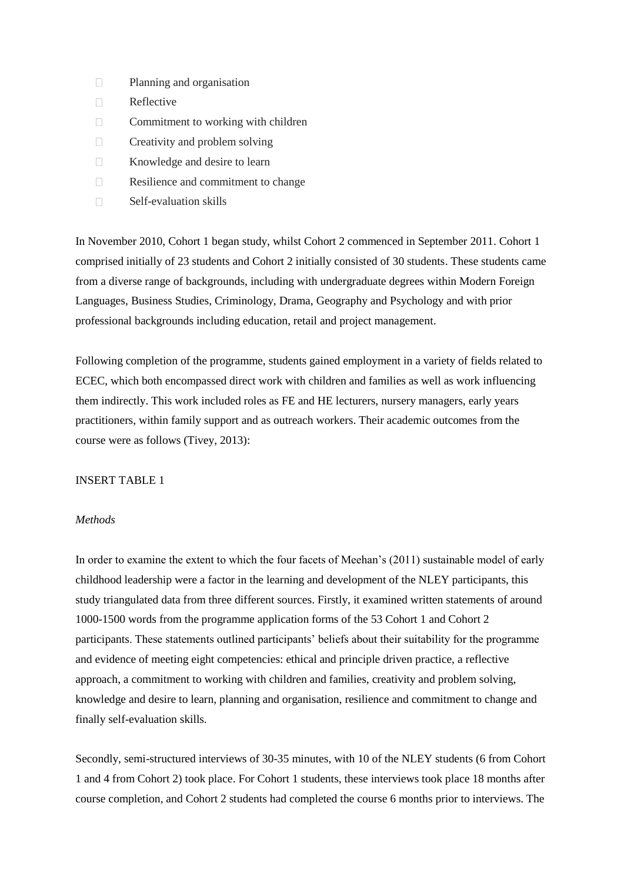- Planning and organisation
- Reflective
- Commitment to working with children
- Creativity and problem solving
- Knowledge and desire to learn
- Resilience and commitment to change
- Self-evaluation skills

In November 2010, Cohort 1 began study, whilst Cohort 2 commenced in September 2011. Cohort 1 comprised initially of 23 students and Cohort 2 initially consisted of 30 students. These students came from a diverse range of backgrounds, including with undergraduate degrees within Modern Foreign Languages, Business Studies, Criminology, Drama, Geography and Psychology and with prior professional backgrounds including education, retail and project management.

Following completion of the programme, students gained employment in a variety of fields related to ECEC, which both encompassed direct work with children and families as well as work influencing them indirectly. This work included roles as FE and HE lecturers, nursery managers, early years practitioners, within family support and as outreach workers. Their academic outcomes from the course were as follows (Tivey, 2013):

INSERT TABLE 1

*Methods*

In order to examine the extent to which the four facets of Meehan's (2011) sustainable model of early childhood leadership were a factor in the learning and development of the NLEY participants, this study triangulated data from three different sources. Firstly, it examined written statements of around 1000-1500 words from the programme application forms of the 53 Cohort 1 and Cohort 2 participants. These statements outlined participants' beliefs about their suitability for the programme and evidence of meeting eight competencies: ethical and principle driven practice, a reflective approach, a commitment to working with children and families, creativity and problem solving, knowledge and desire to learn, planning and organisation, resilience and commitment to change and finally self-evaluation skills.

Secondly, semi-structured interviews of 30-35 minutes, with 10 of the NLEY students (6 from Cohort 1 and 4 from Cohort 2) took place. For Cohort 1 students, these interviews took place 18 months after course completion, and Cohort 2 students had completed the course 6 months prior to interviews. The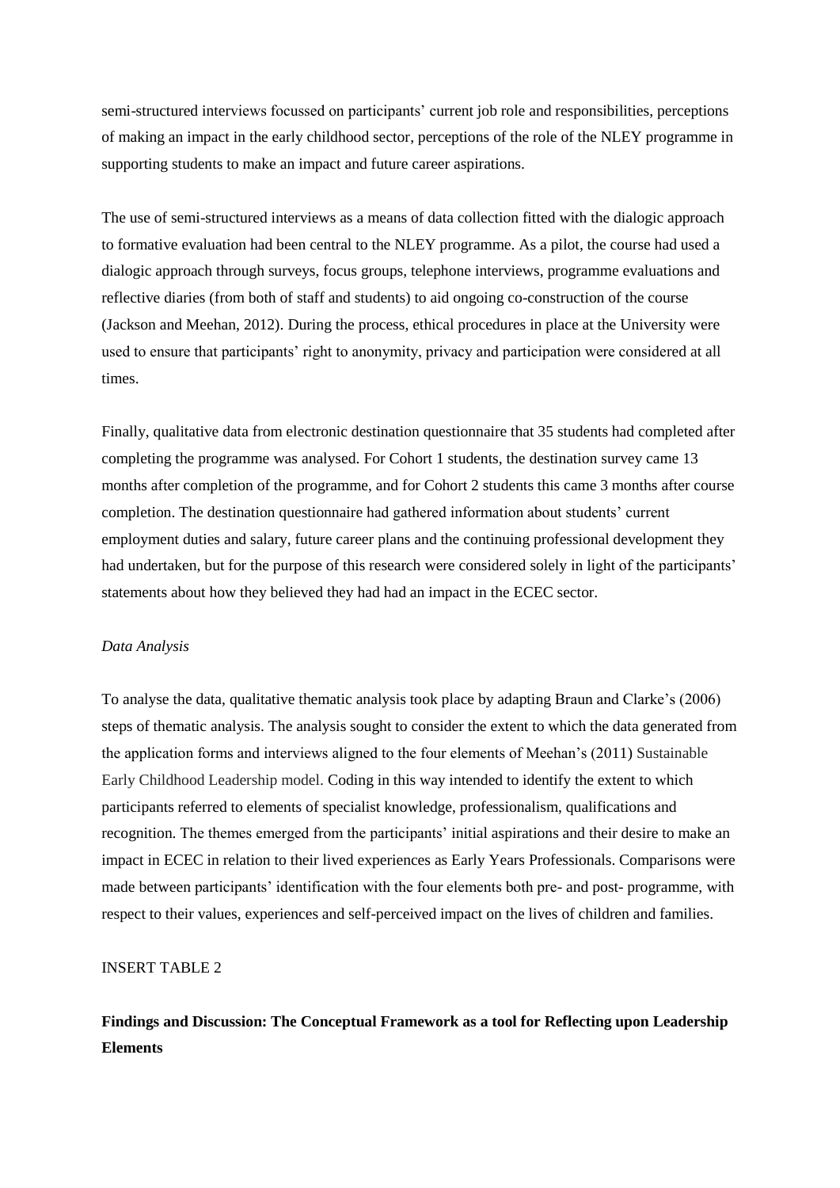semi-structured interviews focussed on participants' current job role and responsibilities, perceptions of making an impact in the early childhood sector, perceptions of the role of the NLEY programme in supporting students to make an impact and future career aspirations.

The use of semi-structured interviews as a means of data collection fitted with the dialogic approach to formative evaluation had been central to the NLEY programme. As a pilot, the course had used a dialogic approach through surveys, focus groups, telephone interviews, programme evaluations and reflective diaries (from both of staff and students) to aid ongoing co-construction of the course (Jackson and Meehan, 2012). During the process, ethical procedures in place at the University were used to ensure that participants' right to anonymity, privacy and participation were considered at all times.

Finally, qualitative data from electronic destination questionnaire that 35 students had completed after completing the programme was analysed. For Cohort 1 students, the destination survey came 13 months after completion of the programme, and for Cohort 2 students this came 3 months after course completion. The destination questionnaire had gathered information about students' current employment duties and salary, future career plans and the continuing professional development they had undertaken, but for the purpose of this research were considered solely in light of the participants' statements about how they believed they had had an impact in the ECEC sector.

*Data Analysis*

To analyse the data, qualitative thematic analysis took place by adapting Braun and Clarke's (2006) steps of thematic analysis. The analysis sought to consider the extent to which the data generated from the application forms and interviews aligned to the four elements of Meehan's (2011) Sustainable Early Childhood Leadership model. Coding in this way intended to identify the extent to which participants referred to elements of specialist knowledge, professionalism, qualifications and recognition. The themes emerged from the participants' initial aspirations and their desire to make an impact in ECEC in relation to their lived experiences as Early Years Professionals. Comparisons were made between participants' identification with the four elements both pre- and post- programme, with respect to their values, experiences and self-perceived impact on the lives of children and families.

INSERT TABLE 2

**Findings and Discussion: The Conceptual Framework as a tool for Reflecting upon Leadership Elements**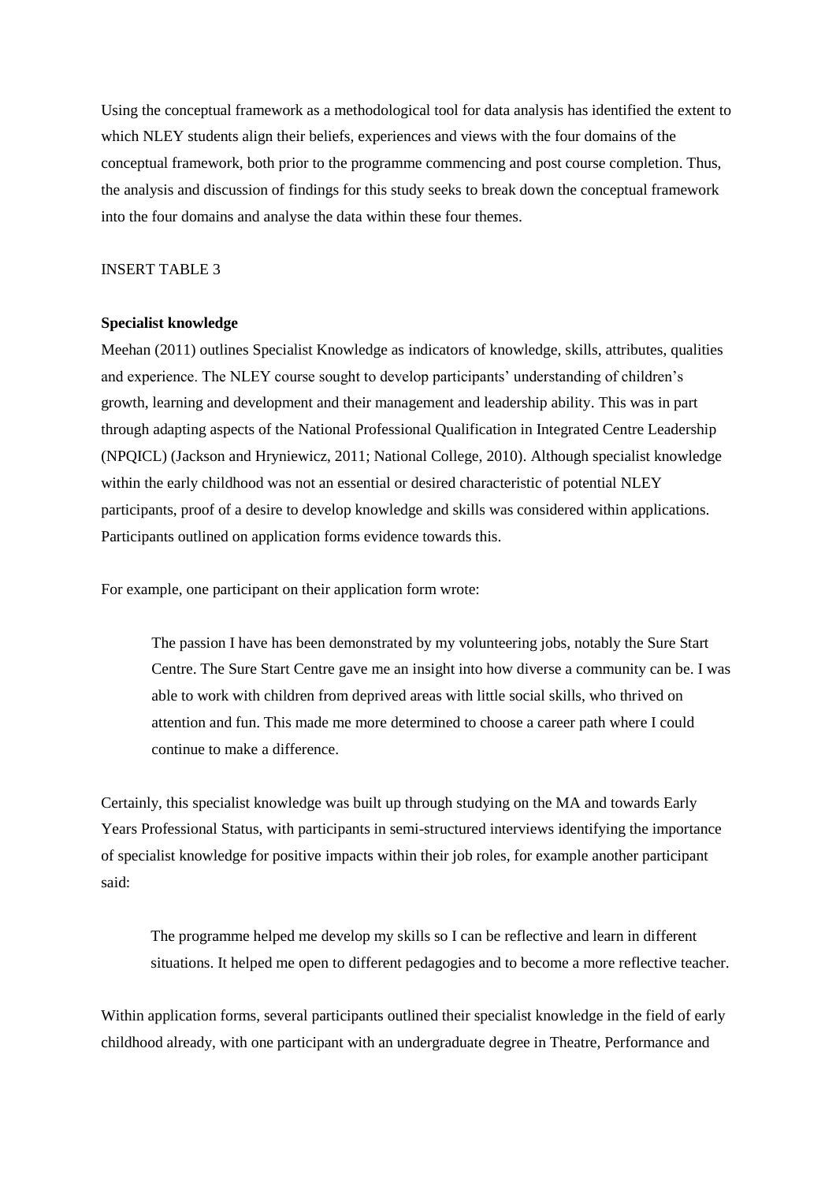Using the conceptual framework as a methodological tool for data analysis has identified the extent to which NLEY students align their beliefs, experiences and views with the four domains of the conceptual framework, both prior to the programme commencing and post course completion. Thus, the analysis and discussion of findings for this study seeks to break down the conceptual framework into the four domains and analyse the data within these four themes.

INSERT TABLE 3

**Specialist knowledge**

Meehan (2011) outlines Specialist Knowledge as indicators of knowledge, skills, attributes, qualities and experience. The NLEY course sought to develop participants' understanding of children's growth, learning and development and their management and leadership ability. This was in part through adapting aspects of the National Professional Qualification in Integrated Centre Leadership (NPQICL) (Jackson and Hryniewicz, 2011; National College, 2010). Although specialist knowledge within the early childhood was not an essential or desired characteristic of potential NLEY participants, proof of a desire to develop knowledge and skills was considered within applications. Participants outlined on application forms evidence towards this.

For example, one participant on their application form wrote:

> The passion I have has been demonstrated by my volunteering jobs, notably the Sure Start Centre. The Sure Start Centre gave me an insight into how diverse a community can be. I was able to work with children from deprived areas with little social skills, who thrived on attention and fun. This made me more determined to choose a career path where I could continue to make a difference.

Certainly, this specialist knowledge was built up through studying on the MA and towards Early Years Professional Status, with participants in semi-structured interviews identifying the importance of specialist knowledge for positive impacts within their job roles, for example another participant said:

> The programme helped me develop my skills so I can be reflective and learn in different situations. It helped me open to different pedagogies and to become a more reflective teacher.

Within application forms, several participants outlined their specialist knowledge in the field of early childhood already, with one participant with an undergraduate degree in Theatre, Performance and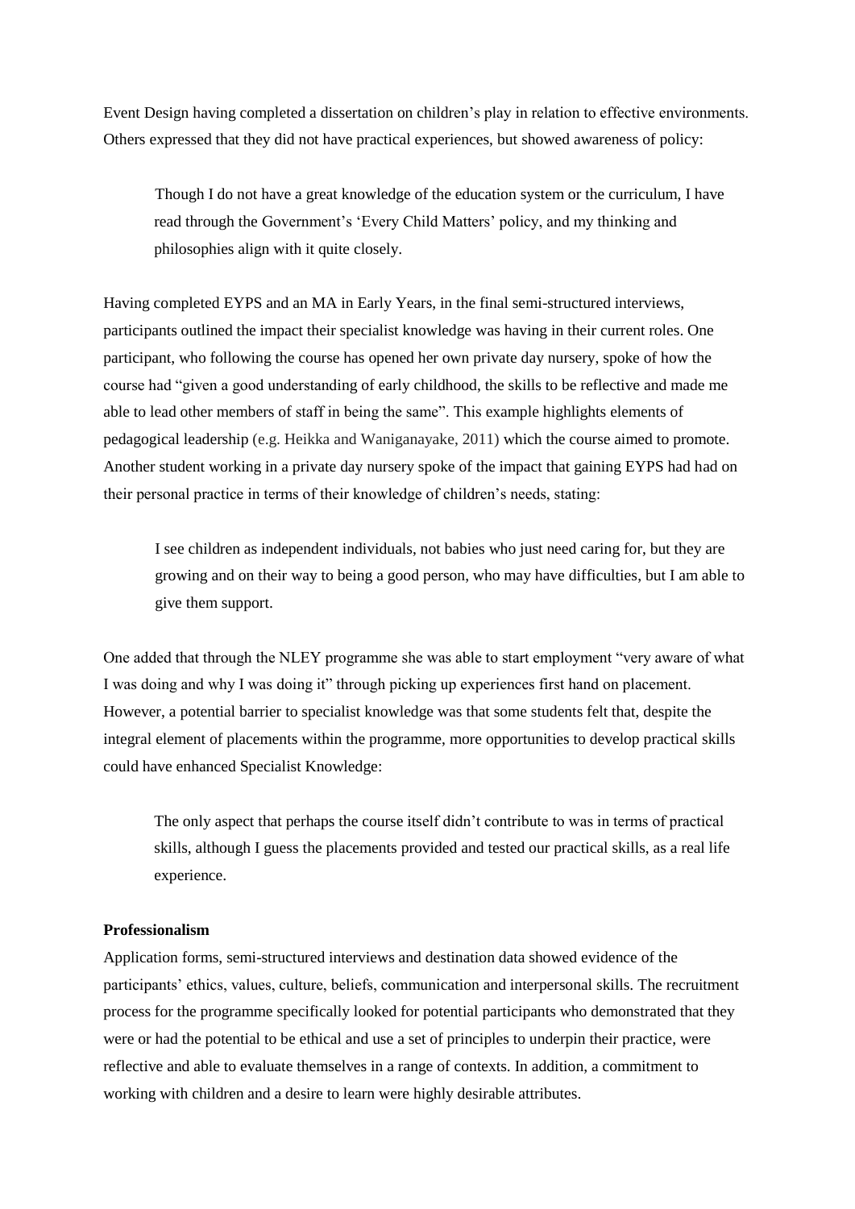Event Design having completed a dissertation on children's play in relation to effective environments. Others expressed that they did not have practical experiences, but showed awareness of policy:

> Though I do not have a great knowledge of the education system or the curriculum, I have read through the Government's 'Every Child Matters' policy, and my thinking and philosophies align with it quite closely.

Having completed EYPS and an MA in Early Years, in the final semi-structured interviews, participants outlined the impact their specialist knowledge was having in their current roles. One participant, who following the course has opened her own private day nursery, spoke of how the course had "given a good understanding of early childhood, the skills to be reflective and made me able to lead other members of staff in being the same". This example highlights elements of pedagogical leadership (e.g. Heikka and Waniganayake, 2011) which the course aimed to promote. Another student working in a private day nursery spoke of the impact that gaining EYPS had had on their personal practice in terms of their knowledge of children's needs, stating:

> I see children as independent individuals, not babies who just need caring for, but they are growing and on their way to being a good person, who may have difficulties, but I am able to give them support.

One added that through the NLEY programme she was able to start employment "very aware of what I was doing and why I was doing it" through picking up experiences first hand on placement. However, a potential barrier to specialist knowledge was that some students felt that, despite the integral element of placements within the programme, more opportunities to develop practical skills could have enhanced Specialist Knowledge:

> The only aspect that perhaps the course itself didn't contribute to was in terms of practical skills, although I guess the placements provided and tested our practical skills, as a real life experience.

**Professionalism**

Application forms, semi-structured interviews and destination data showed evidence of the participants' ethics, values, culture, beliefs, communication and interpersonal skills. The recruitment process for the programme specifically looked for potential participants who demonstrated that they were or had the potential to be ethical and use a set of principles to underpin their practice, were reflective and able to evaluate themselves in a range of contexts. In addition, a commitment to working with children and a desire to learn were highly desirable attributes.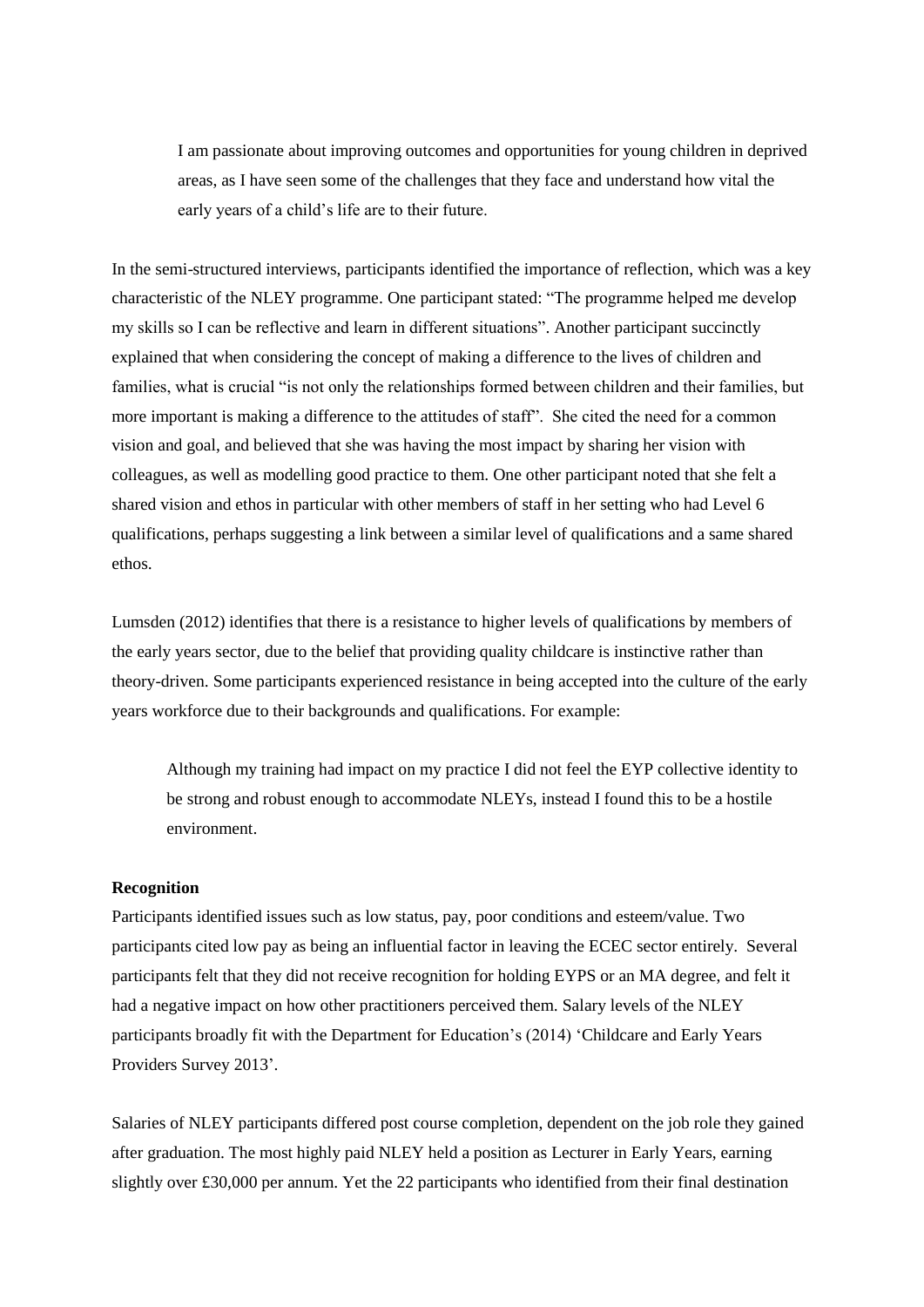> I am passionate about improving outcomes and opportunities for young children in deprived areas, as I have seen some of the challenges that they face and understand how vital the early years of a child's life are to their future.

In the semi-structured interviews, participants identified the importance of reflection, which was a key characteristic of the NLEY programme. One participant stated: "The programme helped me develop my skills so I can be reflective and learn in different situations". Another participant succinctly explained that when considering the concept of making a difference to the lives of children and families, what is crucial "is not only the relationships formed between children and their families, but more important is making a difference to the attitudes of staff". She cited the need for a common vision and goal, and believed that she was having the most impact by sharing her vision with colleagues, as well as modelling good practice to them. One other participant noted that she felt a shared vision and ethos in particular with other members of staff in her setting who had Level 6 qualifications, perhaps suggesting a link between a similar level of qualifications and a same shared ethos.

Lumsden (2012) identifies that there is a resistance to higher levels of qualifications by members of the early years sector, due to the belief that providing quality childcare is instinctive rather than theory-driven. Some participants experienced resistance in being accepted into the culture of the early years workforce due to their backgrounds and qualifications. For example:

> Although my training had impact on my practice I did not feel the EYP collective identity to be strong and robust enough to accommodate NLEYs, instead I found this to be a hostile environment.

**Recognition**

Participants identified issues such as low status, pay, poor conditions and esteem/value. Two participants cited low pay as being an influential factor in leaving the ECEC sector entirely. Several participants felt that they did not receive recognition for holding EYPS or an MA degree, and felt it had a negative impact on how other practitioners perceived them. Salary levels of the NLEY participants broadly fit with the Department for Education's (2014) 'Childcare and Early Years Providers Survey 2013'.

Salaries of NLEY participants differed post course completion, dependent on the job role they gained after graduation. The most highly paid NLEY held a position as Lecturer in Early Years, earning slightly over £30,000 per annum. Yet the 22 participants who identified from their final destination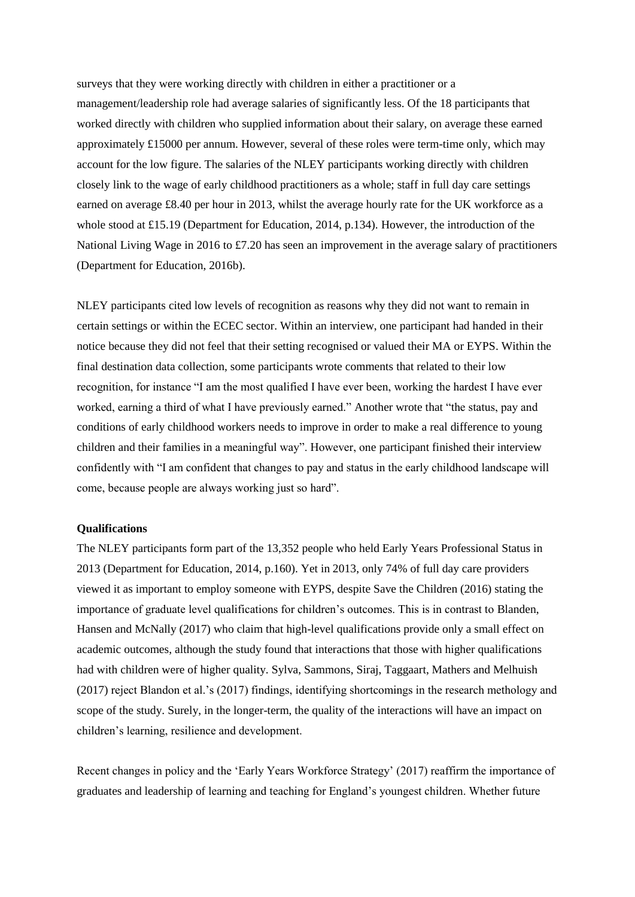surveys that they were working directly with children in either a practitioner or a management/leadership role had average salaries of significantly less. Of the 18 participants that worked directly with children who supplied information about their salary, on average these earned approximately £15000 per annum. However, several of these roles were term-time only, which may account for the low figure. The salaries of the NLEY participants working directly with children closely link to the wage of early childhood practitioners as a whole; staff in full day care settings earned on average £8.40 per hour in 2013, whilst the average hourly rate for the UK workforce as a whole stood at £15.19 (Department for Education, 2014, p.134). However, the introduction of the National Living Wage in 2016 to £7.20 has seen an improvement in the average salary of practitioners (Department for Education, 2016b).

NLEY participants cited low levels of recognition as reasons why they did not want to remain in certain settings or within the ECEC sector. Within an interview, one participant had handed in their notice because they did not feel that their setting recognised or valued their MA or EYPS. Within the final destination data collection, some participants wrote comments that related to their low recognition, for instance "I am the most qualified I have ever been, working the hardest I have ever worked, earning a third of what I have previously earned." Another wrote that "the status, pay and conditions of early childhood workers needs to improve in order to make a real difference to young children and their families in a meaningful way". However, one participant finished their interview confidently with "I am confident that changes to pay and status in the early childhood landscape will come, because people are always working just so hard".

**Qualifications**

The NLEY participants form part of the 13,352 people who held Early Years Professional Status in 2013 (Department for Education, 2014, p.160). Yet in 2013, only 74% of full day care providers viewed it as important to employ someone with EYPS, despite Save the Children (2016) stating the importance of graduate level qualifications for children's outcomes. This is in contrast to Blanden, Hansen and McNally (2017) who claim that high-level qualifications provide only a small effect on academic outcomes, although the study found that interactions that those with higher qualifications had with children were of higher quality. Sylva, Sammons, Siraj, Taggaart, Mathers and Melhuish (2017) reject Blandon et al.'s (2017) findings, identifying shortcomings in the research methology and scope of the study. Surely, in the longer-term, the quality of the interactions will have an impact on children's learning, resilience and development.

Recent changes in policy and the 'Early Years Workforce Strategy' (2017) reaffirm the importance of graduates and leadership of learning and teaching for England's youngest children. Whether future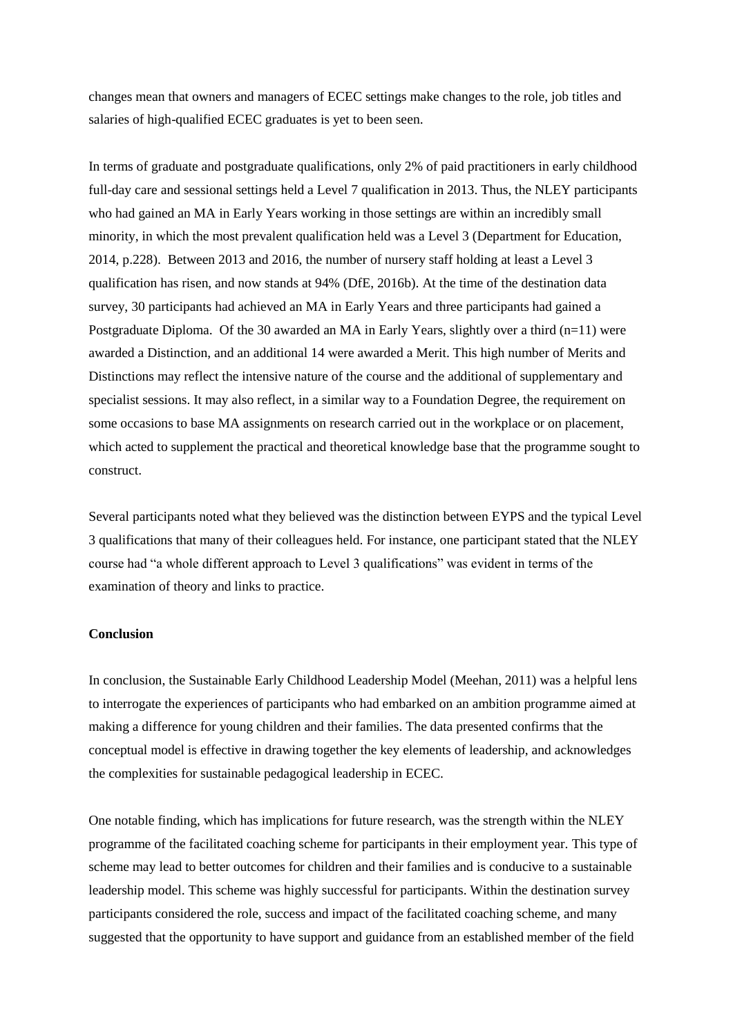changes mean that owners and managers of ECEC settings make changes to the role, job titles and salaries of high-qualified ECEC graduates is yet to been seen.

In terms of graduate and postgraduate qualifications, only 2% of paid practitioners in early childhood full-day care and sessional settings held a Level 7 qualification in 2013. Thus, the NLEY participants who had gained an MA in Early Years working in those settings are within an incredibly small minority, in which the most prevalent qualification held was a Level 3 (Department for Education, 2014, p.228). Between 2013 and 2016, the number of nursery staff holding at least a Level 3 qualification has risen, and now stands at 94% (DfE, 2016b). At the time of the destination data survey, 30 participants had achieved an MA in Early Years and three participants had gained a Postgraduate Diploma. Of the 30 awarded an MA in Early Years, slightly over a third (n=11) were awarded a Distinction, and an additional 14 were awarded a Merit. This high number of Merits and Distinctions may reflect the intensive nature of the course and the additional of supplementary and specialist sessions. It may also reflect, in a similar way to a Foundation Degree, the requirement on some occasions to base MA assignments on research carried out in the workplace or on placement, which acted to supplement the practical and theoretical knowledge base that the programme sought to construct.

Several participants noted what they believed was the distinction between EYPS and the typical Level 3 qualifications that many of their colleagues held. For instance, one participant stated that the NLEY course had "a whole different approach to Level 3 qualifications" was evident in terms of the examination of theory and links to practice.

**Conclusion**

In conclusion, the Sustainable Early Childhood Leadership Model (Meehan, 2011) was a helpful lens to interrogate the experiences of participants who had embarked on an ambition programme aimed at making a difference for young children and their families. The data presented confirms that the conceptual model is effective in drawing together the key elements of leadership, and acknowledges the complexities for sustainable pedagogical leadership in ECEC.

One notable finding, which has implications for future research, was the strength within the NLEY programme of the facilitated coaching scheme for participants in their employment year. This type of scheme may lead to better outcomes for children and their families and is conducive to a sustainable leadership model. This scheme was highly successful for participants. Within the destination survey participants considered the role, success and impact of the facilitated coaching scheme, and many suggested that the opportunity to have support and guidance from an established member of the field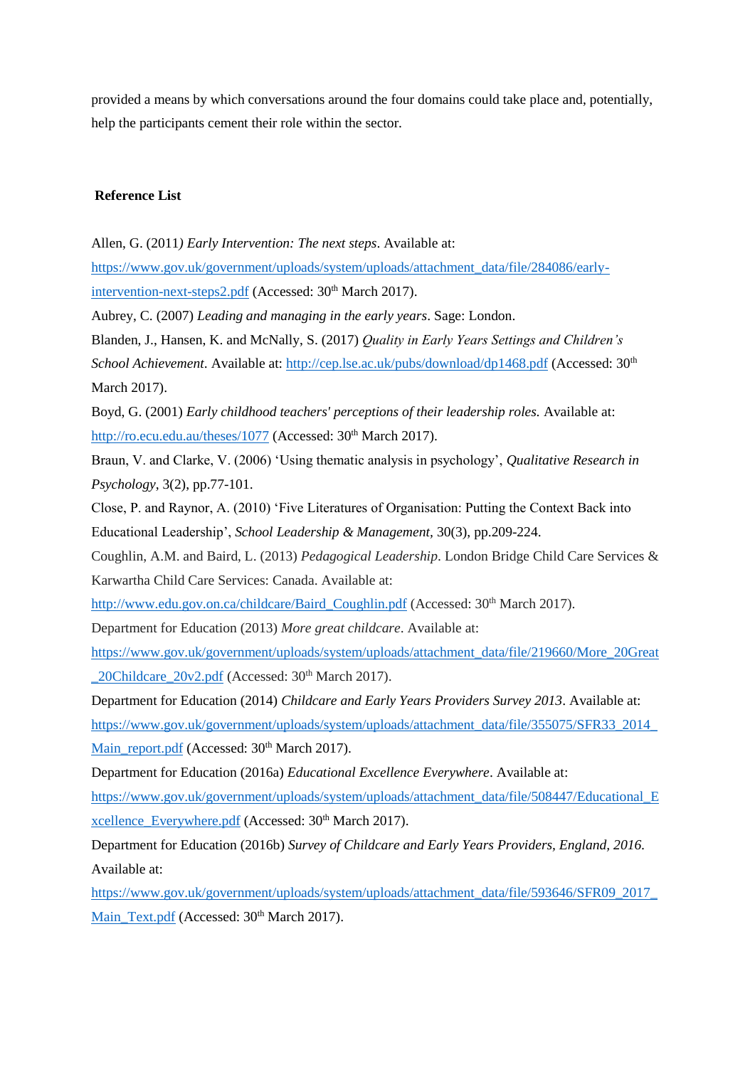provided a means by which conversations around the four domains could take place and, potentially, help the participants cement their role within the sector.

## Reference List

Allen, G. (2011*) Early Intervention: The next steps*. Available at: https://www.gov.uk/government/uploads/system/uploads/attachment_data/file/284086/early-intervention-next-steps2.pdf (Accessed: 30th March 2017).

Aubrey, C. (2007) *Leading and managing in the early years*. Sage: London.

Blanden, J., Hansen, K. and McNally, S. (2017) *Quality in Early Years Settings and Children's School Achievement*. Available at: http://cep.lse.ac.uk/pubs/download/dp1468.pdf (Accessed: 30th March 2017).

Boyd, G. (2001) *Early childhood teachers' perceptions of their leadership roles.* Available at: http://ro.ecu.edu.au/theses/1077 (Accessed: 30th March 2017).

Braun, V. and Clarke, V. (2006) 'Using thematic analysis in psychology', *Qualitative Research in Psychology*, 3(2), pp.77-101.

Close, P. and Raynor, A. (2010) 'Five Literatures of Organisation: Putting the Context Back into Educational Leadership', *School Leadership & Management,* 30(3), pp.209-224.

Coughlin, A.M. and Baird, L. (2013) *Pedagogical Leadership*. London Bridge Child Care Services & Karwartha Child Care Services: Canada. Available at: http://www.edu.gov.on.ca/childcare/Baird_Coughlin.pdf (Accessed: 30th March 2017).

Department for Education (2013) *More great childcare*. Available at: https://www.gov.uk/government/uploads/system/uploads/attachment_data/file/219660/More_20Great_20Childcare_20v2.pdf (Accessed: 30th March 2017).

Department for Education (2014) *Childcare and Early Years Providers Survey 2013*. Available at: https://www.gov.uk/government/uploads/system/uploads/attachment_data/file/355075/SFR33_2014_Main_report.pdf (Accessed: 30th March 2017).

Department for Education (2016a) *Educational Excellence Everywhere*. Available at: https://www.gov.uk/government/uploads/system/uploads/attachment_data/file/508447/Educational_Excellence_Everywhere.pdf (Accessed: 30th March 2017).

Department for Education (2016b) *Survey of Childcare and Early Years Providers, England, 2016.* Available at: https://www.gov.uk/government/uploads/system/uploads/attachment_data/file/593646/SFR09_2017_Main_Text.pdf (Accessed: 30th March 2017).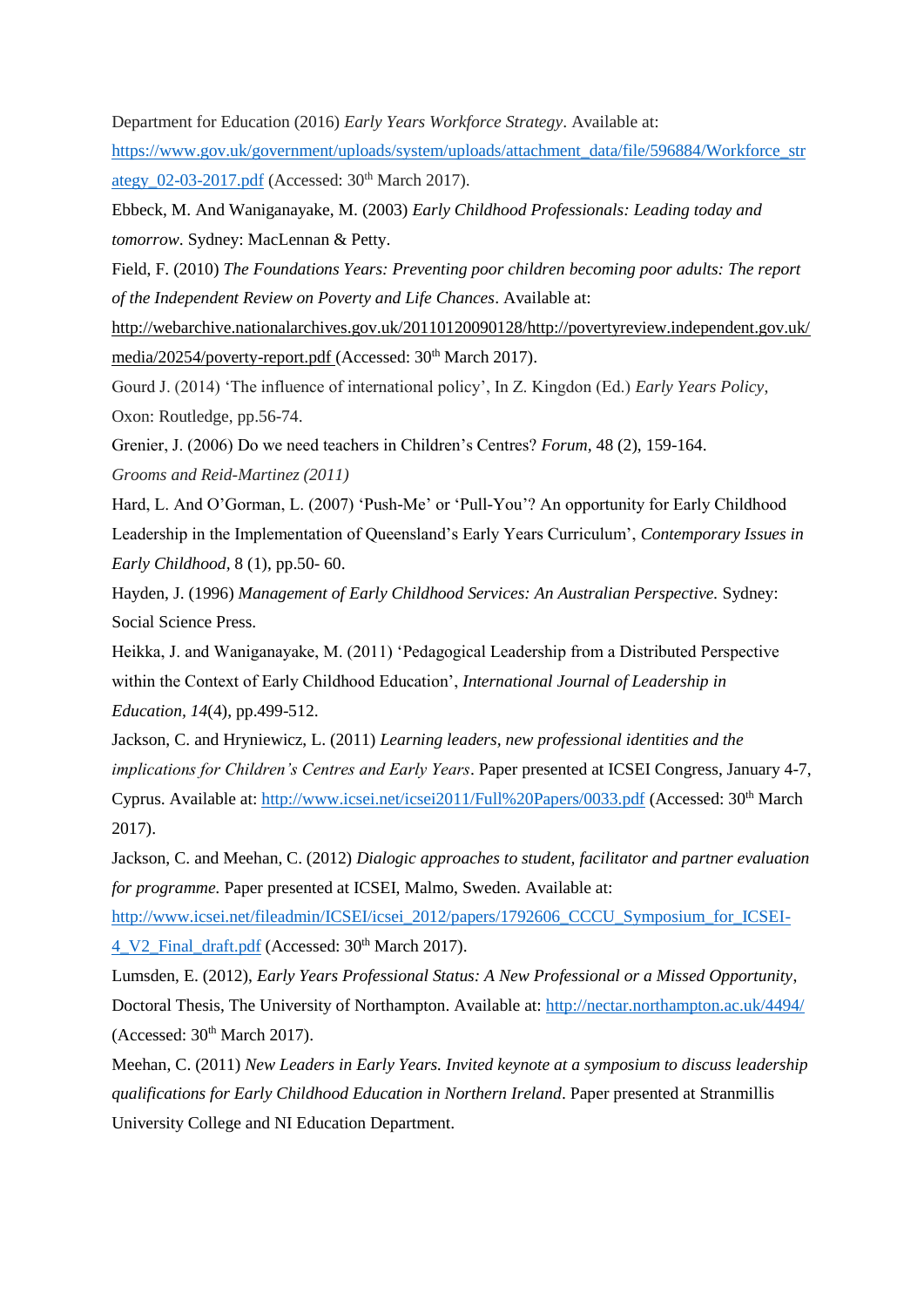Department for Education (2016) *Early Years Workforce Strategy*. Available at: https://www.gov.uk/government/uploads/system/uploads/attachment_data/file/596884/Workforce_strategy_02-03-2017.pdf (Accessed: 30th March 2017).

Ebbeck, M. And Waniganayake, M. (2003) *Early Childhood Professionals: Leading today and tomorrow*. Sydney: MacLennan & Petty.

Field, F. (2010) *The Foundations Years: Preventing poor children becoming poor adults: The report of the Independent Review on Poverty and Life Chances*. Available at: http://webarchive.nationalarchives.gov.uk/20110120090128/http://povertyreview.independent.gov.uk/media/20254/poverty-report.pdf (Accessed: 30th March 2017).

Gourd J. (2014) 'The influence of international policy', In Z. Kingdon (Ed.) *Early Years Policy*, Oxon: Routledge, pp.56-74.

Grenier, J. (2006) Do we need teachers in Children's Centres? *Forum*, 48 (2), 159-164.

*Grooms and Reid-Martinez (2011)*

Hard, L. And O'Gorman, L. (2007) 'Push-Me' or 'Pull-You'? An opportunity for Early Childhood Leadership in the Implementation of Queensland's Early Years Curriculum', *Contemporary Issues in Early Childhood*, 8 (1), pp.50- 60.

Hayden, J. (1996) *Management of Early Childhood Services: An Australian Perspective.* Sydney: Social Science Press.

Heikka, J. and Waniganayake, M. (2011) 'Pedagogical Leadership from a Distributed Perspective within the Context of Early Childhood Education', *International Journal of Leadership in Education, 14*(4), pp.499-512.

Jackson, C. and Hryniewicz, L. (2011) *Learning leaders, new professional identities and the implications for Children's Centres and Early Years*. Paper presented at ICSEI Congress, January 4-7, Cyprus. Available at: http://www.icsei.net/icsei2011/Full%20Papers/0033.pdf (Accessed: 30th March 2017).

Jackson, C. and Meehan, C. (2012) *Dialogic approaches to student, facilitator and partner evaluation for programme.* Paper presented at ICSEI, Malmo, Sweden. Available at: http://www.icsei.net/fileadmin/ICSEI/icsei_2012/papers/1792606_CCCU_Symposium_for_ICSEI-4_V2_Final_draft.pdf (Accessed: 30th March 2017).

Lumsden, E. (2012), *Early Years Professional Status: A New Professional or a Missed Opportunity*, Doctoral Thesis, The University of Northampton. Available at: http://nectar.northampton.ac.uk/4494/ (Accessed: 30th March 2017).

Meehan, C. (2011) *New Leaders in Early Years. Invited keynote at a symposium to discuss leadership qualifications for Early Childhood Education in Northern Ireland*. Paper presented at Stranmillis University College and NI Education Department.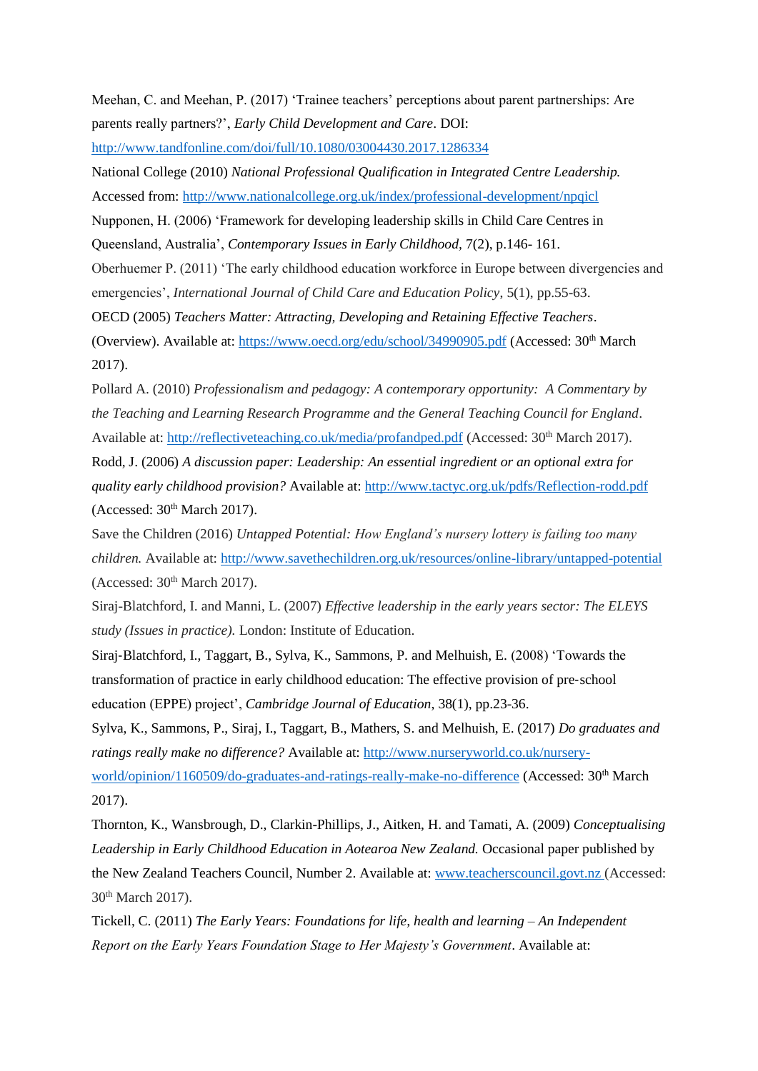Meehan, C. and Meehan, P. (2017) 'Trainee teachers' perceptions about parent partnerships: Are parents really partners?', *Early Child Development and Care*. DOI: http://www.tandfonline.com/doi/full/10.1080/03004430.2017.1286334

National College (2010) *National Professional Qualification in Integrated Centre Leadership.* Accessed from: http://www.nationalcollege.org.uk/index/professional-development/npqicl

Nupponen, H. (2006) 'Framework for developing leadership skills in Child Care Centres in Queensland, Australia', *Contemporary Issues in Early Childhood*, 7(2), p.146- 161.

Oberhuemer P. (2011) 'The early childhood education workforce in Europe between divergencies and emergencies', *International Journal of Child Care and Education Policy*, 5(1), pp.55-63.

OECD (2005) *Teachers Matter: Attracting, Developing and Retaining Effective Teachers*. (Overview). Available at: https://www.oecd.org/edu/school/34990905.pdf (Accessed: 30th March 2017).

Pollard A. (2010) *Professionalism and pedagogy: A contemporary opportunity: A Commentary by the Teaching and Learning Research Programme and the General Teaching Council for England*. Available at: http://reflectiveteaching.co.uk/media/profandped.pdf (Accessed: 30th March 2017).

Rodd, J. (2006) *A discussion paper: Leadership: An essential ingredient or an optional extra for quality early childhood provision?* Available at: http://www.tactyc.org.uk/pdfs/Reflection-rodd.pdf (Accessed: 30th March 2017).

Save the Children (2016) *Untapped Potential: How England's nursery lottery is failing too many children.* Available at: http://www.savethechildren.org.uk/resources/online-library/untapped-potential (Accessed: 30th March 2017).

Siraj-Blatchford, I. and Manni, L. (2007) *Effective leadership in the early years sector: The ELEYS study (Issues in practice).* London: Institute of Education.

Siraj-Blatchford, I., Taggart, B., Sylva, K., Sammons, P. and Melhuish, E. (2008) 'Towards the transformation of practice in early childhood education: The effective provision of pre-school education (EPPE) project', *Cambridge Journal of Education*, 38(1), pp.23-36.

Sylva, K., Sammons, P., Siraj, I., Taggart, B., Mathers, S. and Melhuish, E. (2017) *Do graduates and ratings really make no difference?* Available at: http://www.nurseryworld.co.uk/nursery-world/opinion/1160509/do-graduates-and-ratings-really-make-no-difference (Accessed: 30th March 2017).

Thornton, K., Wansbrough, D., Clarkin-Phillips, J., Aitken, H. and Tamati, A. (2009) *Conceptualising Leadership in Early Childhood Education in Aotearoa New Zealand.* Occasional paper published by the New Zealand Teachers Council, Number 2. Available at: www.teacherscouncil.govt.nz (Accessed: 30th March 2017).

Tickell, C. (2011) *The Early Years: Foundations for life, health and learning – An Independent Report on the Early Years Foundation Stage to Her Majesty's Government*. Available at: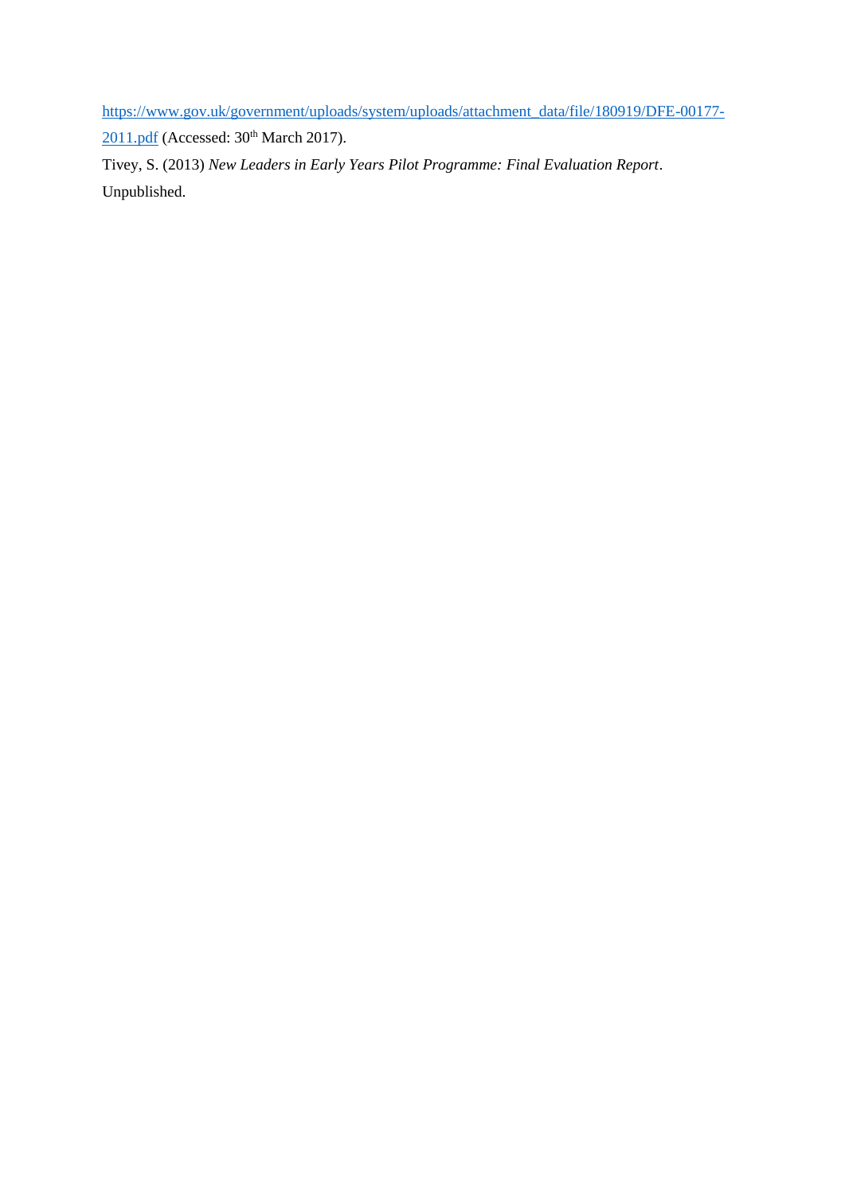https://www.gov.uk/government/uploads/system/uploads/attachment_data/file/180919/DFE-00177-2011.pdf (Accessed: 30th March 2017).

Tivey, S. (2013) *New Leaders in Early Years Pilot Programme: Final Evaluation Report*. Unpublished.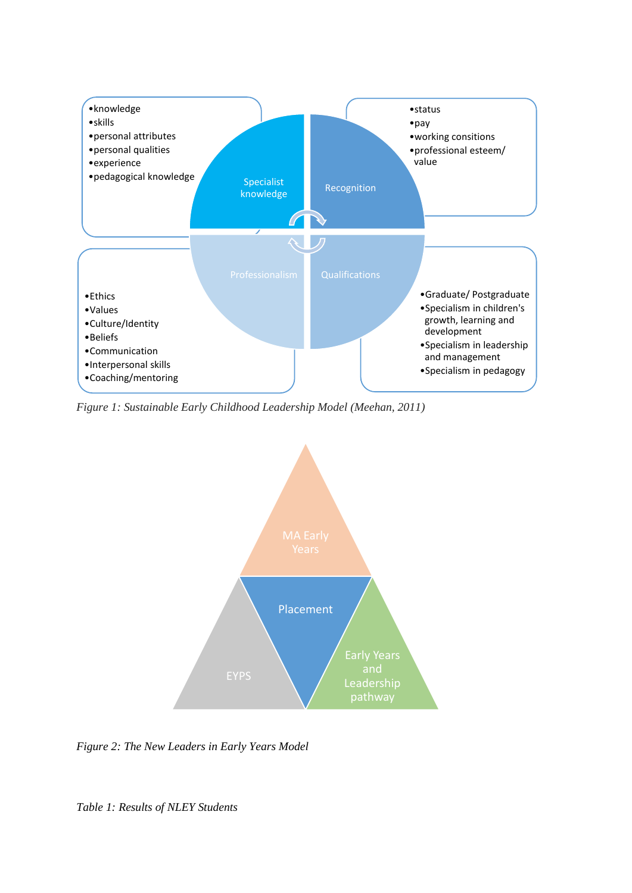- knowledge
- skills
- personal attributes
- personal qualities
- experience
- pedagogical knowledge

Specialist knowledge

Recognition

- status
- pay
- working consitions
- professional esteem/ value

Professionalism

- Ethics
- Values
- Culture/Identity
- Beliefs
- Communication
- Interpersonal skills
- Coaching/mentoring

Qualifications

- Graduate/ Postgraduate
- Specialism in children's growth, learning and development
- Specialism in leadership and management
- Specialism in pedagogy

*Figure 1: Sustainable Early Childhood Leadership Model (Meehan, 2011)*

MA Early Years

Placement

EYPS

Early Years and Leadership pathway

*Figure 2: The New Leaders in Early Years Model*

*Table 1: Results of NLEY Students*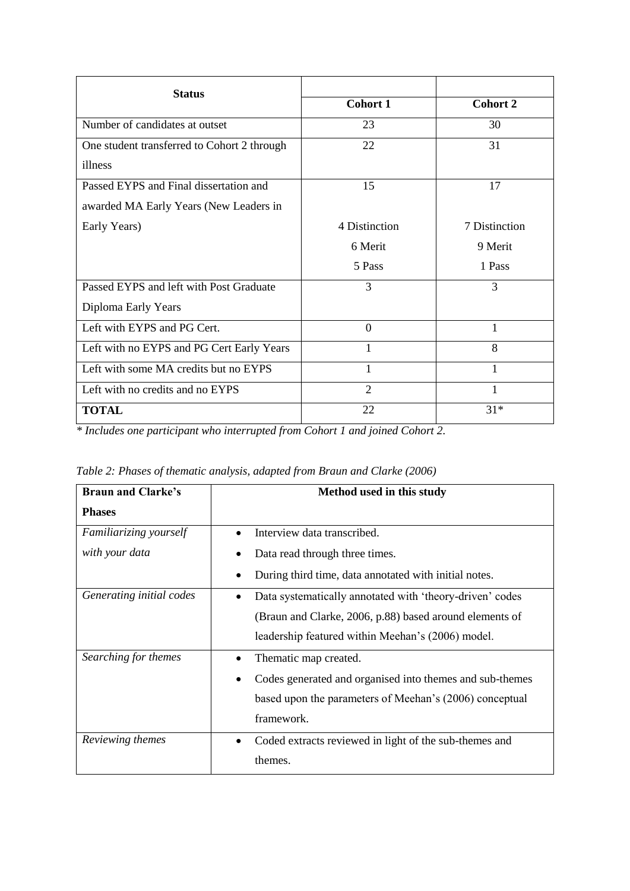| Status | Cohort 1 | Cohort 2 |
|---|---|---|
| Number of candidates at outset | 23 | 30 |
| One student transferred to Cohort 2 through illness | 22 | 31 |
| Passed EYPS and Final dissertation and awarded MA Early Years (New Leaders in Early Years) | 15<br>4 Distinction<br>6 Merit<br>5 Pass | 17<br>7 Distinction<br>9 Merit<br>1 Pass |
| Passed EYPS and left with Post Graduate Diploma Early Years | 3 | 3 |
| Left with EYPS and PG Cert. | 0 | 1 |
| Left with no EYPS and PG Cert Early Years | 1 | 8 |
| Left with some MA credits but no EYPS | 1 | 1 |
| Left with no credits and no EYPS | 2 | 1 |
| **TOTAL** | 22 | 31* |

*\* Includes one participant who interrupted from Cohort 1 and joined Cohort 2.*

*Table 2: Phases of thematic analysis, adapted from Braun and Clarke (2006)*

| Braun and Clarke's Phases | Method used in this study |
|---|---|
| *Familiarizing yourself with your data* | • Interview data transcribed.<br>• Data read through three times.<br>• During third time, data annotated with initial notes. |
| *Generating initial codes* | • Data systematically annotated with 'theory-driven' codes (Braun and Clarke, 2006, p.88) based around elements of leadership featured within Meehan's (2006) model. |
| *Searching for themes* | • Thematic map created.<br>• Codes generated and organised into themes and sub-themes based upon the parameters of Meehan's (2006) conceptual framework. |
| *Reviewing themes* | • Coded extracts reviewed in light of the sub-themes and themes. |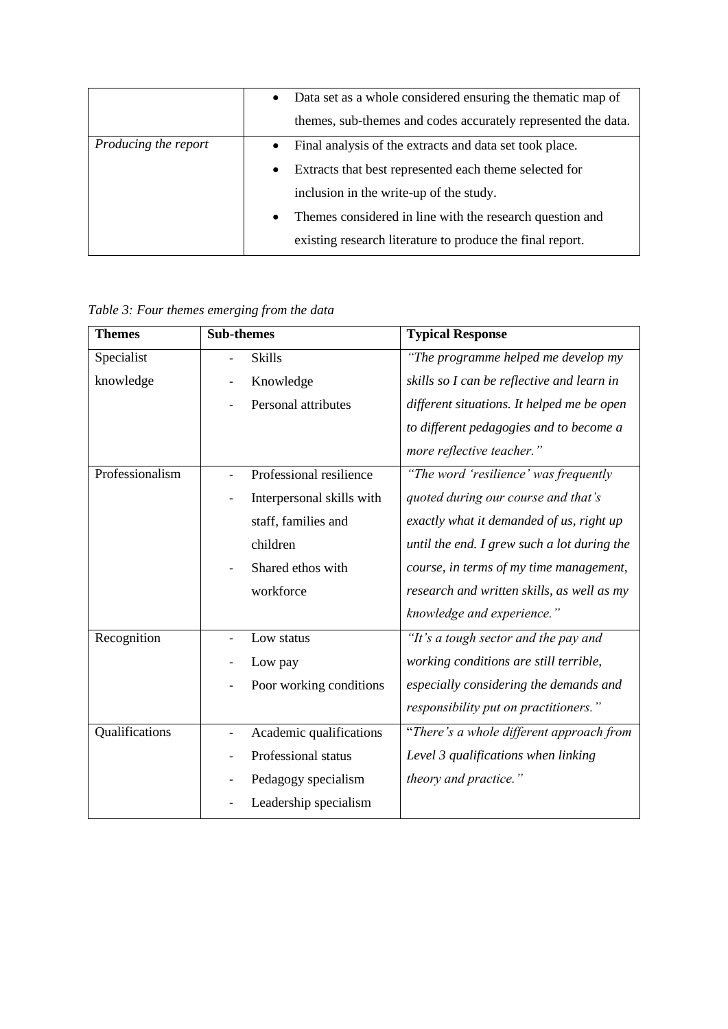| | |
|---|---|
| | • Data set as a whole considered ensuring the thematic map of themes, sub-themes and codes accurately represented the data. |
| *Producing the report* | • Final analysis of the extracts and data set took place.<br>• Extracts that best represented each theme selected for inclusion in the write-up of the study.<br>• Themes considered in line with the research question and existing research literature to produce the final report. |

*Table 3: Four themes emerging from the data*

| **Themes** | **Sub-themes** | **Typical Response** |
|---|---|---|
| Specialist knowledge | - Skills<br>- Knowledge<br>- Personal attributes | *"The programme helped me develop my skills so I can be reflective and learn in different situations. It helped me be open to different pedagogies and to become a more reflective teacher."* |
| Professionalism | - Professional resilience<br>- Interpersonal skills with staff, families and children<br>- Shared ethos with workforce | *"The word 'resilience' was frequently quoted during our course and that's exactly what it demanded of us, right up until the end. I grew such a lot during the course, in terms of my time management, research and written skills, as well as my knowledge and experience."* |
| Recognition | - Low status<br>- Low pay<br>- Poor working conditions | *"It's a tough sector and the pay and working conditions are still terrible, especially considering the demands and responsibility put on practitioners."* |
| Qualifications | - Academic qualifications<br>- Professional status<br>- Pedagogy specialism<br>- Leadership specialism | "*There's a whole different approach from Level 3 qualifications when linking theory and practice.*" |